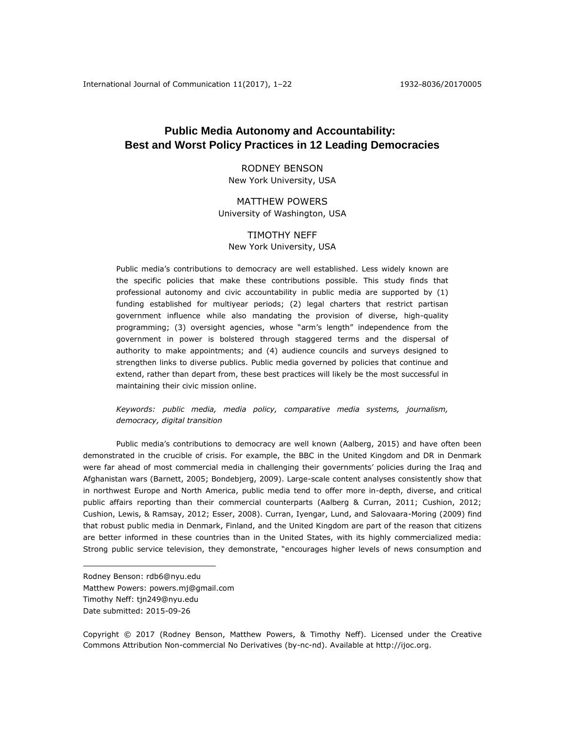# Public Media Autonomy and Accountability: Best and Worst Policy Practices in 12 Leading Democracies

RODNEY BENSON
New York University, USA

MATTHEW POWERS
University of Washington, USA

TIMOTHY NEFF
New York University, USA

Public media's contributions to democracy are well established. Less widely known are the specific policies that make these contributions possible. This study finds that professional autonomy and civic accountability in public media are supported by (1) funding established for multiyear periods; (2) legal charters that restrict partisan government influence while also mandating the provision of diverse, high-quality programming; (3) oversight agencies, whose "arm's length" independence from the government in power is bolstered through staggered terms and the dispersal of authority to make appointments; and (4) audience councils and surveys designed to strengthen links to diverse publics. Public media governed by policies that continue and extend, rather than depart from, these best practices will likely be the most successful in maintaining their civic mission online.

*Keywords: public media, media policy, comparative media systems, journalism, democracy, digital transition*

Public media's contributions to democracy are well known (Aalberg, 2015) and have often been demonstrated in the crucible of crisis. For example, the BBC in the United Kingdom and DR in Denmark were far ahead of most commercial media in challenging their governments' policies during the Iraq and Afghanistan wars (Barnett, 2005; Bondebjerg, 2009). Large-scale content analyses consistently show that in northwest Europe and North America, public media tend to offer more in-depth, diverse, and critical public affairs reporting than their commercial counterparts (Aalberg & Curran, 2011; Cushion, 2012; Cushion, Lewis, & Ramsay, 2012; Esser, 2008). Curran, Iyengar, Lund, and Salovaara-Moring (2009) find that robust public media in Denmark, Finland, and the United Kingdom are part of the reason that citizens are better informed in these countries than in the United States, with its highly commercialized media: Strong public service television, they demonstrate, "encourages higher levels of news consumption and

Rodney Benson: rdb6@nyu.edu
Matthew Powers: powers.mj@gmail.com
Timothy Neff: tjn249@nyu.edu
Date submitted: 2015-09-26

Copyright © 2017 (Rodney Benson, Matthew Powers, & Timothy Neff). Licensed under the Creative Commons Attribution Non-commercial No Derivatives (by-nc-nd). Available at http://ijoc.org.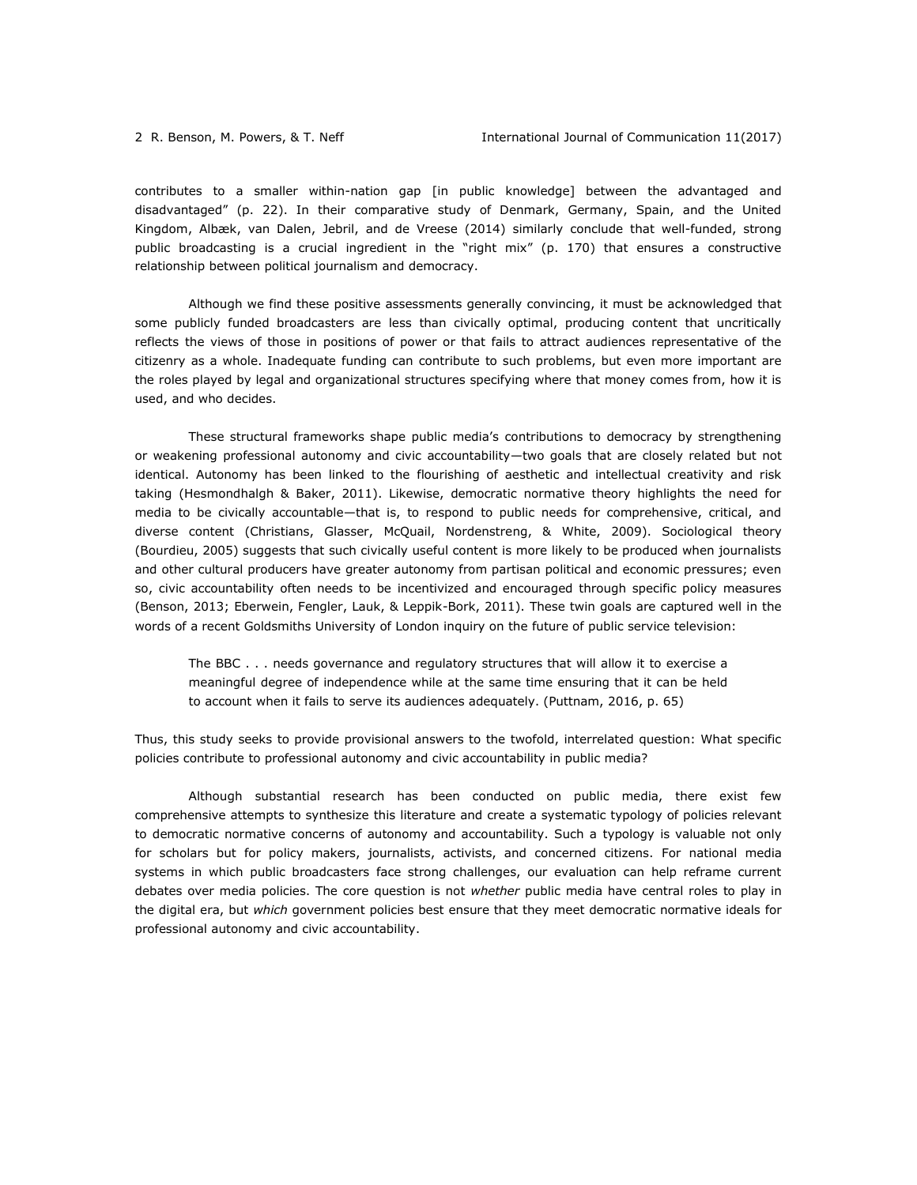contributes to a smaller within-nation gap [in public knowledge] between the advantaged and disadvantaged" (p. 22). In their comparative study of Denmark, Germany, Spain, and the United Kingdom, Albæk, van Dalen, Jebril, and de Vreese (2014) similarly conclude that well-funded, strong public broadcasting is a crucial ingredient in the "right mix" (p. 170) that ensures a constructive relationship between political journalism and democracy.

Although we find these positive assessments generally convincing, it must be acknowledged that some publicly funded broadcasters are less than civically optimal, producing content that uncritically reflects the views of those in positions of power or that fails to attract audiences representative of the citizenry as a whole. Inadequate funding can contribute to such problems, but even more important are the roles played by legal and organizational structures specifying where that money comes from, how it is used, and who decides.

These structural frameworks shape public media's contributions to democracy by strengthening or weakening professional autonomy and civic accountability—two goals that are closely related but not identical. Autonomy has been linked to the flourishing of aesthetic and intellectual creativity and risk taking (Hesmondhalgh & Baker, 2011). Likewise, democratic normative theory highlights the need for media to be civically accountable—that is, to respond to public needs for comprehensive, critical, and diverse content (Christians, Glasser, McQuail, Nordenstreng, & White, 2009). Sociological theory (Bourdieu, 2005) suggests that such civically useful content is more likely to be produced when journalists and other cultural producers have greater autonomy from partisan political and economic pressures; even so, civic accountability often needs to be incentivized and encouraged through specific policy measures (Benson, 2013; Eberwein, Fengler, Lauk, & Leppik-Bork, 2011). These twin goals are captured well in the words of a recent Goldsmiths University of London inquiry on the future of public service television:

> The BBC . . . needs governance and regulatory structures that will allow it to exercise a meaningful degree of independence while at the same time ensuring that it can be held to account when it fails to serve its audiences adequately. (Puttnam, 2016, p. 65)

Thus, this study seeks to provide provisional answers to the twofold, interrelated question: What specific policies contribute to professional autonomy and civic accountability in public media?

Although substantial research has been conducted on public media, there exist few comprehensive attempts to synthesize this literature and create a systematic typology of policies relevant to democratic normative concerns of autonomy and accountability. Such a typology is valuable not only for scholars but for policy makers, journalists, activists, and concerned citizens. For national media systems in which public broadcasters face strong challenges, our evaluation can help reframe current debates over media policies. The core question is not *whether* public media have central roles to play in the digital era, but *which* government policies best ensure that they meet democratic normative ideals for professional autonomy and civic accountability.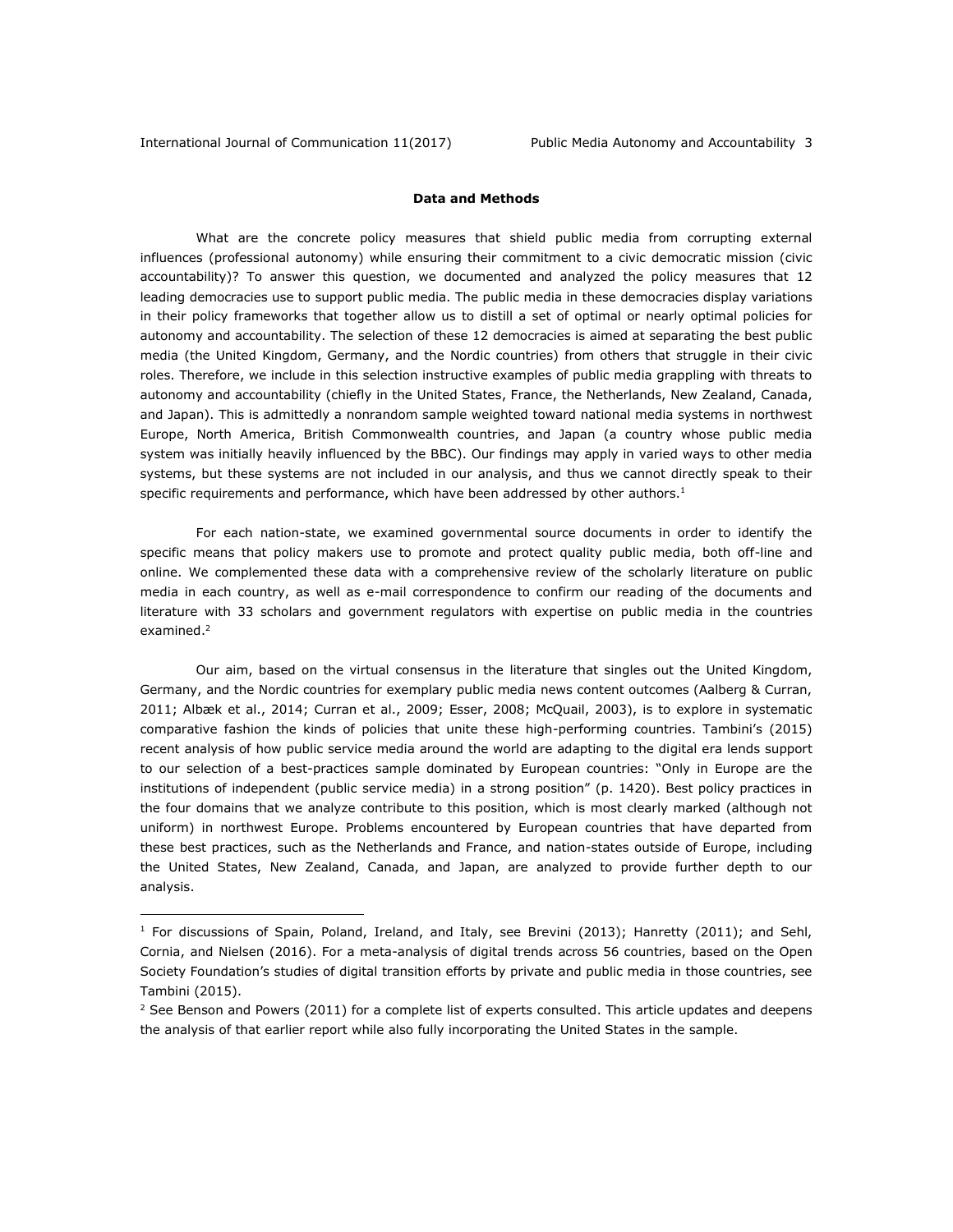## Data and Methods

What are the concrete policy measures that shield public media from corrupting external influences (professional autonomy) while ensuring their commitment to a civic democratic mission (civic accountability)? To answer this question, we documented and analyzed the policy measures that 12 leading democracies use to support public media. The public media in these democracies display variations in their policy frameworks that together allow us to distill a set of optimal or nearly optimal policies for autonomy and accountability. The selection of these 12 democracies is aimed at separating the best public media (the United Kingdom, Germany, and the Nordic countries) from others that struggle in their civic roles. Therefore, we include in this selection instructive examples of public media grappling with threats to autonomy and accountability (chiefly in the United States, France, the Netherlands, New Zealand, Canada, and Japan). This is admittedly a nonrandom sample weighted toward national media systems in northwest Europe, North America, British Commonwealth countries, and Japan (a country whose public media system was initially heavily influenced by the BBC). Our findings may apply in varied ways to other media systems, but these systems are not included in our analysis, and thus we cannot directly speak to their specific requirements and performance, which have been addressed by other authors.[1]

For each nation-state, we examined governmental source documents in order to identify the specific means that policy makers use to promote and protect quality public media, both off-line and online. We complemented these data with a comprehensive review of the scholarly literature on public media in each country, as well as e-mail correspondence to confirm our reading of the documents and literature with 33 scholars and government regulators with expertise on public media in the countries examined.[2]

Our aim, based on the virtual consensus in the literature that singles out the United Kingdom, Germany, and the Nordic countries for exemplary public media news content outcomes (Aalberg & Curran, 2011; Albæk et al., 2014; Curran et al., 2009; Esser, 2008; McQuail, 2003), is to explore in systematic comparative fashion the kinds of policies that unite these high-performing countries. Tambini's (2015) recent analysis of how public service media around the world are adapting to the digital era lends support to our selection of a best-practices sample dominated by European countries: "Only in Europe are the institutions of independent (public service media) in a strong position" (p. 1420). Best policy practices in the four domains that we analyze contribute to this position, which is most clearly marked (although not uniform) in northwest Europe. Problems encountered by European countries that have departed from these best practices, such as the Netherlands and France, and nation-states outside of Europe, including the United States, New Zealand, Canada, and Japan, are analyzed to provide further depth to our analysis.

---

[1] For discussions of Spain, Poland, Ireland, and Italy, see Brevini (2013); Hanretty (2011); and Sehl, Cornia, and Nielsen (2016). For a meta-analysis of digital trends across 56 countries, based on the Open Society Foundation's studies of digital transition efforts by private and public media in those countries, see Tambini (2015).

[2] See Benson and Powers (2011) for a complete list of experts consulted. This article updates and deepens the analysis of that earlier report while also fully incorporating the United States in the sample.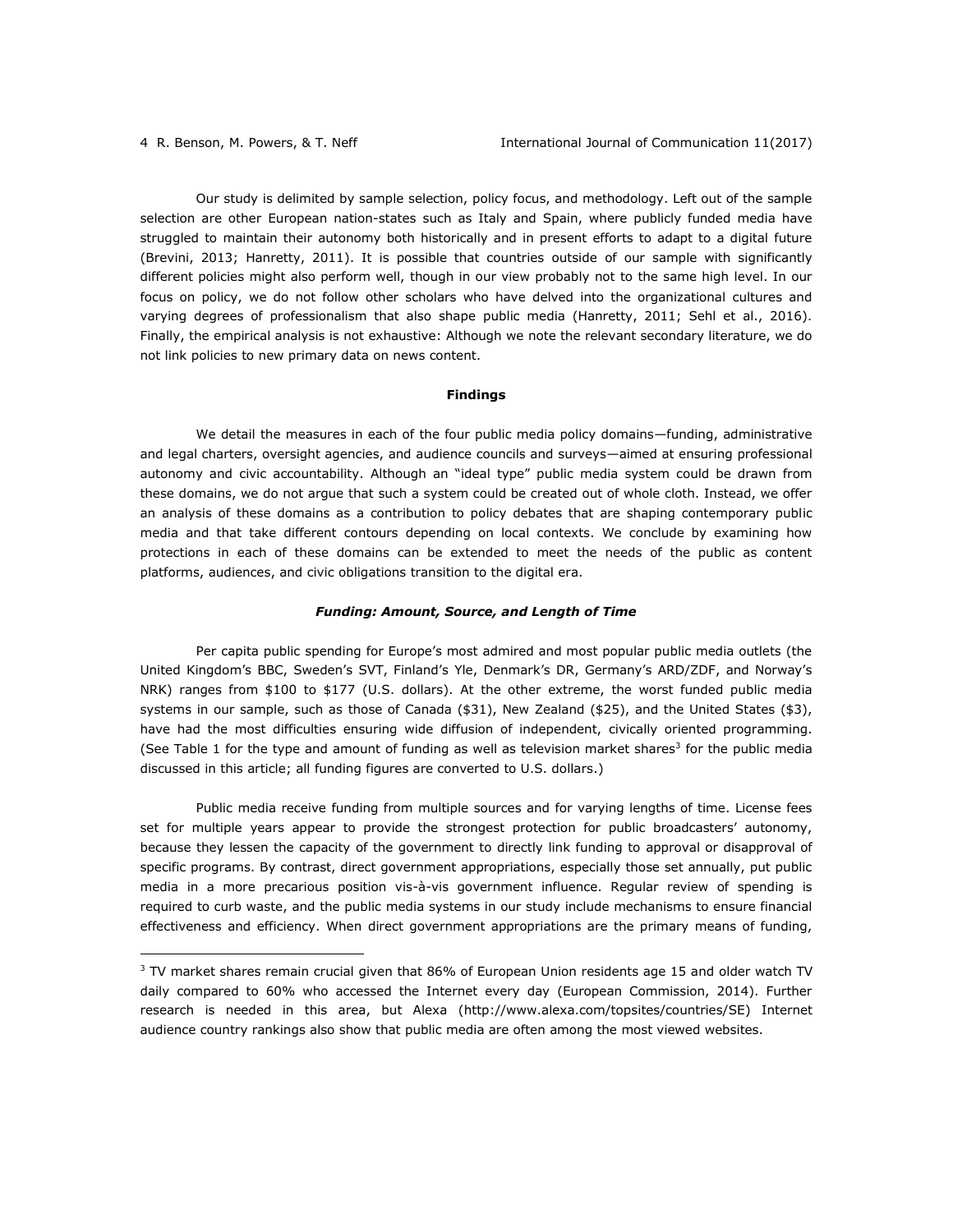Our study is delimited by sample selection, policy focus, and methodology. Left out of the sample selection are other European nation-states such as Italy and Spain, where publicly funded media have struggled to maintain their autonomy both historically and in present efforts to adapt to a digital future (Brevini, 2013; Hanretty, 2011). It is possible that countries outside of our sample with significantly different policies might also perform well, though in our view probably not to the same high level. In our focus on policy, we do not follow other scholars who have delved into the organizational cultures and varying degrees of professionalism that also shape public media (Hanretty, 2011; Sehl et al., 2016). Finally, the empirical analysis is not exhaustive: Although we note the relevant secondary literature, we do not link policies to new primary data on news content.

## Findings

We detail the measures in each of the four public media policy domains—funding, administrative and legal charters, oversight agencies, and audience councils and surveys—aimed at ensuring professional autonomy and civic accountability. Although an "ideal type" public media system could be drawn from these domains, we do not argue that such a system could be created out of whole cloth. Instead, we offer an analysis of these domains as a contribution to policy debates that are shaping contemporary public media and that take different contours depending on local contexts. We conclude by examining how protections in each of these domains can be extended to meet the needs of the public as content platforms, audiences, and civic obligations transition to the digital era.

### *Funding: Amount, Source, and Length of Time*

Per capita public spending for Europe's most admired and most popular public media outlets (the United Kingdom's BBC, Sweden's SVT, Finland's Yle, Denmark's DR, Germany's ARD/ZDF, and Norway's NRK) ranges from $100 to $177 (U.S. dollars). At the other extreme, the worst funded public media systems in our sample, such as those of Canada ($31), New Zealand ($25), and the United States ($3), have had the most difficulties ensuring wide diffusion of independent, civically oriented programming. (See Table 1 for the type and amount of funding as well as television market shares[3] for the public media discussed in this article; all funding figures are converted to U.S. dollars.)

Public media receive funding from multiple sources and for varying lengths of time. License fees set for multiple years appear to provide the strongest protection for public broadcasters' autonomy, because they lessen the capacity of the government to directly link funding to approval or disapproval of specific programs. By contrast, direct government appropriations, especially those set annually, put public media in a more precarious position vis-à-vis government influence. Regular review of spending is required to curb waste, and the public media systems in our study include mechanisms to ensure financial effectiveness and efficiency. When direct government appropriations are the primary means of funding,

[3] TV market shares remain crucial given that 86% of European Union residents age 15 and older watch TV daily compared to 60% who accessed the Internet every day (European Commission, 2014). Further research is needed in this area, but Alexa (http://www.alexa.com/topsites/countries/SE) Internet audience country rankings also show that public media are often among the most viewed websites.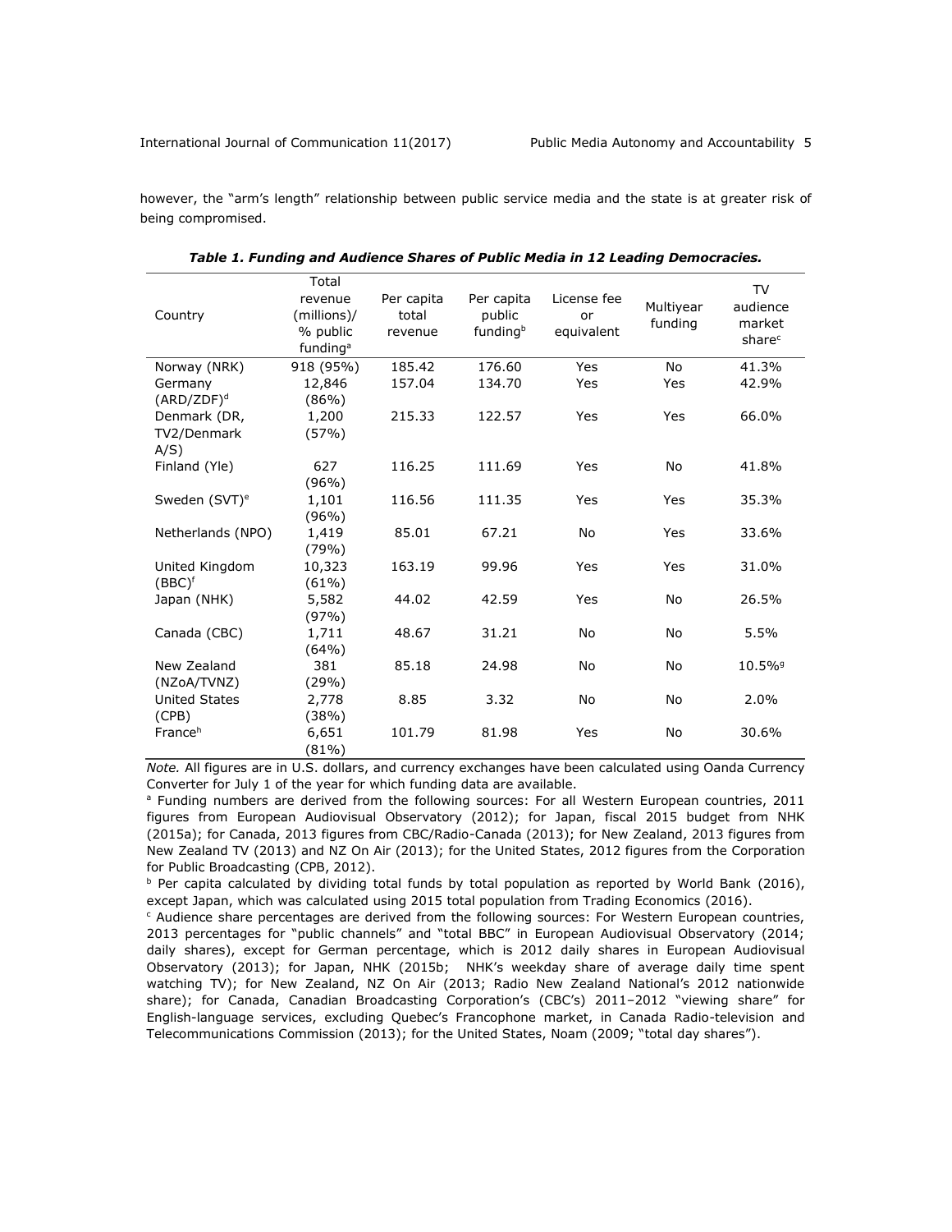however, the "arm's length" relationship between public service media and the state is at greater risk of being compromised.

***Table 1. Funding and Audience Shares of Public Media in 12 Leading Democracies.***

| Country | Total revenue (millions)/ % public funding[a] | Per capita total revenue | Per capita public funding[b] | License fee or equivalent | Multiyear funding | TV audience market share[c] |
|---|---|---|---|---|---|---|
| Norway (NRK) | 918 (95%) | 185.42 | 176.60 | Yes | No | 41.3% |
| Germany (ARD/ZDF)[d] | 12,846 (86%) | 157.04 | 134.70 | Yes | Yes | 42.9% |
| Denmark (DR, TV2/Denmark A/S) | 1,200 (57%) | 215.33 | 122.57 | Yes | Yes | 66.0% |
| Finland (Yle) | 627 (96%) | 116.25 | 111.69 | Yes | No | 41.8% |
| Sweden (SVT)[e] | 1,101 (96%) | 116.56 | 111.35 | Yes | Yes | 35.3% |
| Netherlands (NPO) | 1,419 (79%) | 85.01 | 67.21 | No | Yes | 33.6% |
| United Kingdom (BBC)[f] | 10,323 (61%) | 163.19 | 99.96 | Yes | Yes | 31.0% |
| Japan (NHK) | 5,582 (97%) | 44.02 | 42.59 | Yes | No | 26.5% |
| Canada (CBC) | 1,711 (64%) | 48.67 | 31.21 | No | No | 5.5% |
| New Zealand (NZoA/TVNZ) | 381 (29%) | 85.18 | 24.98 | No | No | 10.5%[g] |
| United States (CPB) | 2,778 (38%) | 8.85 | 3.32 | No | No | 2.0% |
| France[h] | 6,651 (81%) | 101.79 | 81.98 | Yes | No | 30.6% |

*Note.* All figures are in U.S. dollars, and currency exchanges have been calculated using Oanda Currency Converter for July 1 of the year for which funding data are available.

[a] Funding numbers are derived from the following sources: For all Western European countries, 2011 figures from European Audiovisual Observatory (2012); for Japan, fiscal 2015 budget from NHK (2015a); for Canada, 2013 figures from CBC/Radio-Canada (2013); for New Zealand, 2013 figures from New Zealand TV (2013) and NZ On Air (2013); for the United States, 2012 figures from the Corporation for Public Broadcasting (CPB, 2012).

[b] Per capita calculated by dividing total funds by total population as reported by World Bank (2016), except Japan, which was calculated using 2015 total population from Trading Economics (2016).

[c] Audience share percentages are derived from the following sources: For Western European countries, 2013 percentages for "public channels" and "total BBC" in European Audiovisual Observatory (2014; daily shares), except for German percentage, which is 2012 daily shares in European Audiovisual Observatory (2013); for Japan, NHK (2015b; NHK's weekday share of average daily time spent watching TV); for New Zealand, NZ On Air (2013; Radio New Zealand National's 2012 nationwide share); for Canada, Canadian Broadcasting Corporation's (CBC's) 2011–2012 "viewing share" for English-language services, excluding Quebec's Francophone market, in Canada Radio-television and Telecommunications Commission (2013); for the United States, Noam (2009; "total day shares").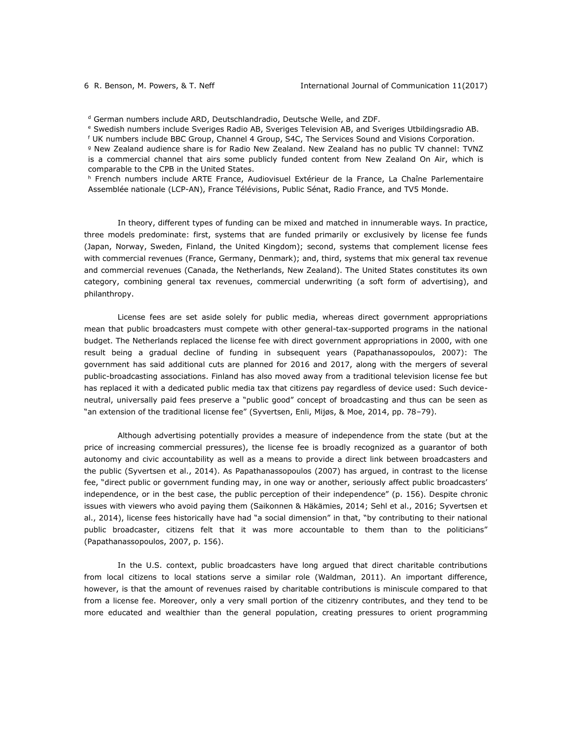[d] German numbers include ARD, Deutschlandradio, Deutsche Welle, and ZDF.

[e] Swedish numbers include Sveriges Radio AB, Sveriges Television AB, and Sveriges Utbildingsradio AB.

[f] UK numbers include BBC Group, Channel 4 Group, S4C, The Services Sound and Visions Corporation.

[g] New Zealand audience share is for Radio New Zealand. New Zealand has no public TV channel: TVNZ is a commercial channel that airs some publicly funded content from New Zealand On Air, which is comparable to the CPB in the United States.

[h] French numbers include ARTE France, Audiovisuel Extérieur de la France, La Chaîne Parlementaire Assemblée nationale (LCP-AN), France Télévisions, Public Sénat, Radio France, and TV5 Monde.

In theory, different types of funding can be mixed and matched in innumerable ways. In practice, three models predominate: first, systems that are funded primarily or exclusively by license fee funds (Japan, Norway, Sweden, Finland, the United Kingdom); second, systems that complement license fees with commercial revenues (France, Germany, Denmark); and, third, systems that mix general tax revenue and commercial revenues (Canada, the Netherlands, New Zealand). The United States constitutes its own category, combining general tax revenues, commercial underwriting (a soft form of advertising), and philanthropy.

License fees are set aside solely for public media, whereas direct government appropriations mean that public broadcasters must compete with other general-tax-supported programs in the national budget. The Netherlands replaced the license fee with direct government appropriations in 2000, with one result being a gradual decline of funding in subsequent years (Papathanassopoulos, 2007): The government has said additional cuts are planned for 2016 and 2017, along with the mergers of several public-broadcasting associations. Finland has also moved away from a traditional television license fee but has replaced it with a dedicated public media tax that citizens pay regardless of device used: Such device-neutral, universally paid fees preserve a "public good" concept of broadcasting and thus can be seen as "an extension of the traditional license fee" (Syvertsen, Enli, Mijøs, & Moe, 2014, pp. 78–79).

Although advertising potentially provides a measure of independence from the state (but at the price of increasing commercial pressures), the license fee is broadly recognized as a guarantor of both autonomy and civic accountability as well as a means to provide a direct link between broadcasters and the public (Syvertsen et al., 2014). As Papathanassopoulos (2007) has argued, in contrast to the license fee, "direct public or government funding may, in one way or another, seriously affect public broadcasters' independence, or in the best case, the public perception of their independence" (p. 156). Despite chronic issues with viewers who avoid paying them (Saikonnen & Häkämies, 2014; Sehl et al., 2016; Syvertsen et al., 2014), license fees historically have had "a social dimension" in that, "by contributing to their national public broadcaster, citizens felt that it was more accountable to them than to the politicians" (Papathanassopoulos, 2007, p. 156).

In the U.S. context, public broadcasters have long argued that direct charitable contributions from local citizens to local stations serve a similar role (Waldman, 2011). An important difference, however, is that the amount of revenues raised by charitable contributions is miniscule compared to that from a license fee. Moreover, only a very small portion of the citizenry contributes, and they tend to be more educated and wealthier than the general population, creating pressures to orient programming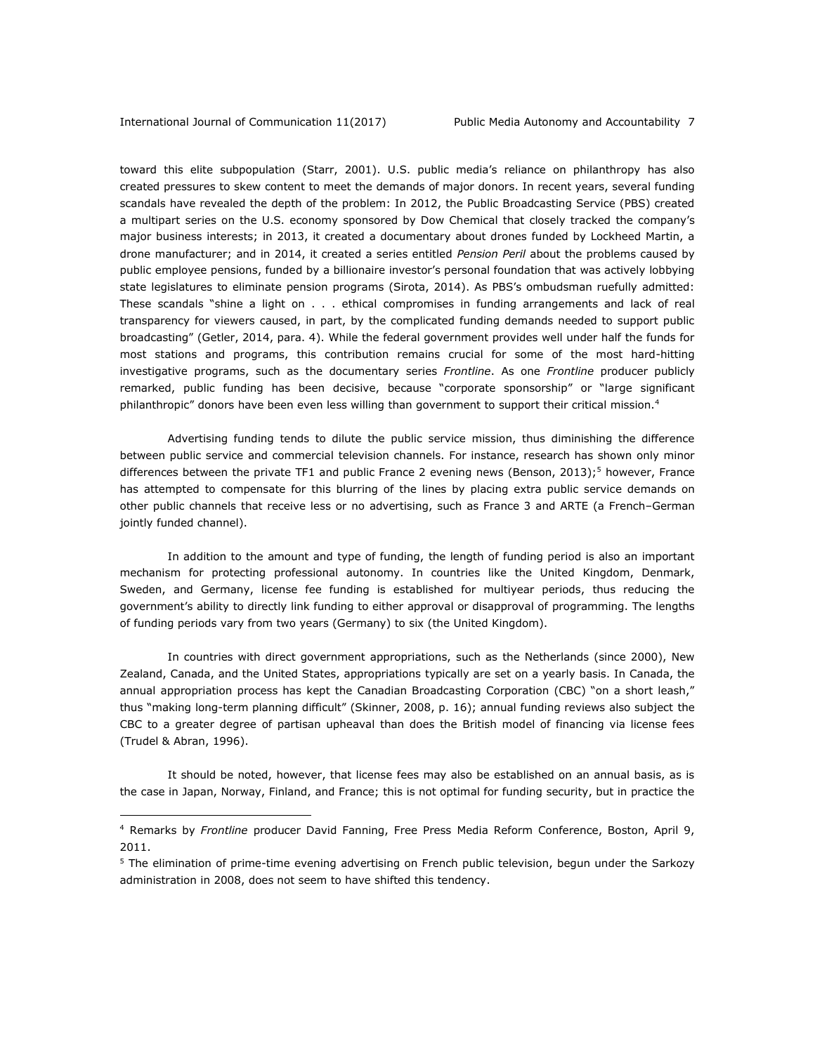toward this elite subpopulation (Starr, 2001). U.S. public media's reliance on philanthropy has also created pressures to skew content to meet the demands of major donors. In recent years, several funding scandals have revealed the depth of the problem: In 2012, the Public Broadcasting Service (PBS) created a multipart series on the U.S. economy sponsored by Dow Chemical that closely tracked the company's major business interests; in 2013, it created a documentary about drones funded by Lockheed Martin, a drone manufacturer; and in 2014, it created a series entitled *Pension Peril* about the problems caused by public employee pensions, funded by a billionaire investor's personal foundation that was actively lobbying state legislatures to eliminate pension programs (Sirota, 2014). As PBS's ombudsman ruefully admitted: These scandals "shine a light on . . . ethical compromises in funding arrangements and lack of real transparency for viewers caused, in part, by the complicated funding demands needed to support public broadcasting" (Getler, 2014, para. 4). While the federal government provides well under half the funds for most stations and programs, this contribution remains crucial for some of the most hard-hitting investigative programs, such as the documentary series *Frontline*. As one *Frontline* producer publicly remarked, public funding has been decisive, because "corporate sponsorship" or "large significant philanthropic" donors have been even less willing than government to support their critical mission.[4]

Advertising funding tends to dilute the public service mission, thus diminishing the difference between public service and commercial television channels. For instance, research has shown only minor differences between the private TF1 and public France 2 evening news (Benson, 2013);[5] however, France has attempted to compensate for this blurring of the lines by placing extra public service demands on other public channels that receive less or no advertising, such as France 3 and ARTE (a French–German jointly funded channel).

In addition to the amount and type of funding, the length of funding period is also an important mechanism for protecting professional autonomy. In countries like the United Kingdom, Denmark, Sweden, and Germany, license fee funding is established for multiyear periods, thus reducing the government's ability to directly link funding to either approval or disapproval of programming. The lengths of funding periods vary from two years (Germany) to six (the United Kingdom).

In countries with direct government appropriations, such as the Netherlands (since 2000), New Zealand, Canada, and the United States, appropriations typically are set on a yearly basis. In Canada, the annual appropriation process has kept the Canadian Broadcasting Corporation (CBC) "on a short leash," thus "making long-term planning difficult" (Skinner, 2008, p. 16); annual funding reviews also subject the CBC to a greater degree of partisan upheaval than does the British model of financing via license fees (Trudel & Abran, 1996).

It should be noted, however, that license fees may also be established on an annual basis, as is the case in Japan, Norway, Finland, and France; this is not optimal for funding security, but in practice the

---

[4] Remarks by *Frontline* producer David Fanning, Free Press Media Reform Conference, Boston, April 9, 2011.

[5] The elimination of prime-time evening advertising on French public television, begun under the Sarkozy administration in 2008, does not seem to have shifted this tendency.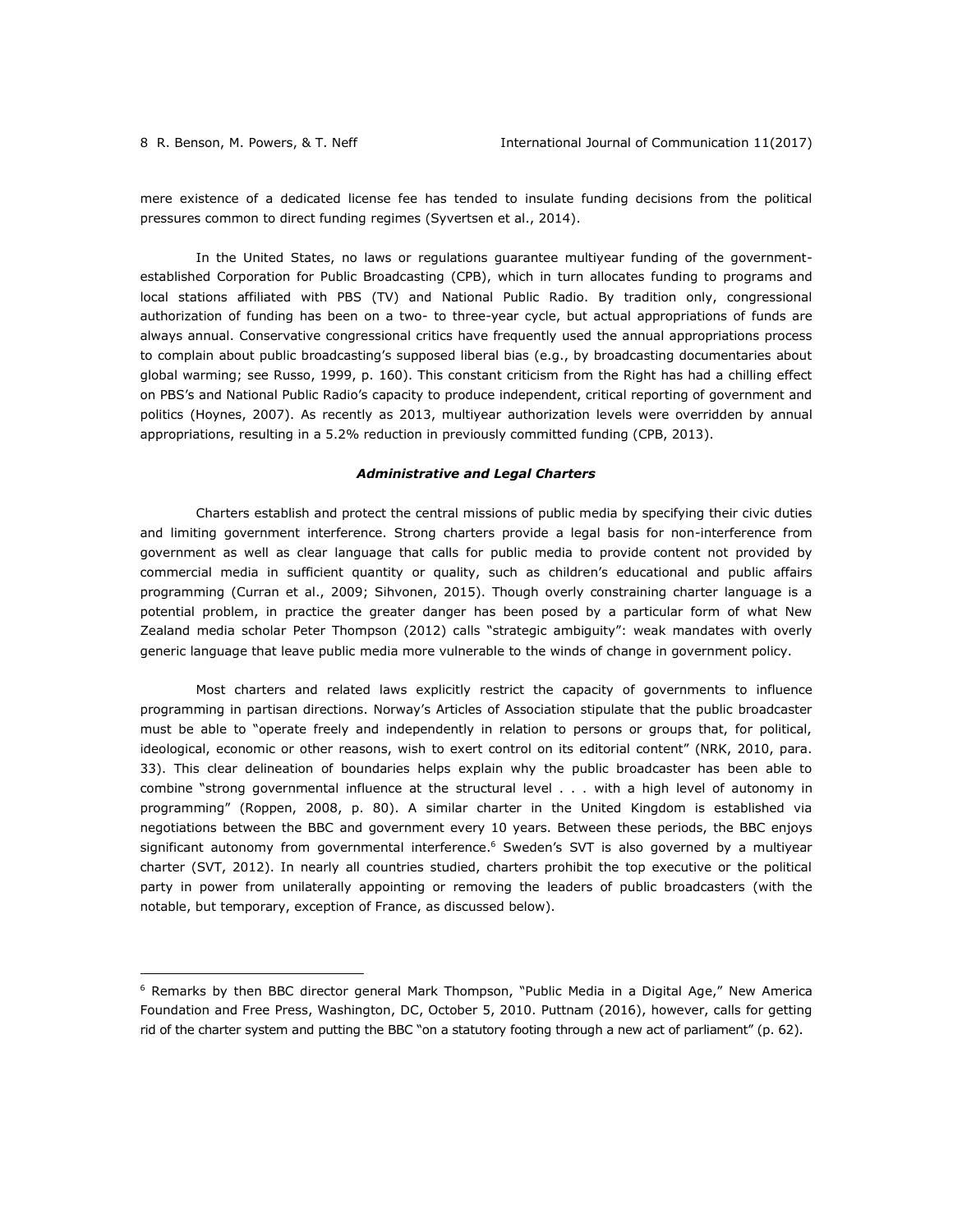mere existence of a dedicated license fee has tended to insulate funding decisions from the political pressures common to direct funding regimes (Syvertsen et al., 2014).

In the United States, no laws or regulations guarantee multiyear funding of the government-established Corporation for Public Broadcasting (CPB), which in turn allocates funding to programs and local stations affiliated with PBS (TV) and National Public Radio. By tradition only, congressional authorization of funding has been on a two- to three-year cycle, but actual appropriations of funds are always annual. Conservative congressional critics have frequently used the annual appropriations process to complain about public broadcasting's supposed liberal bias (e.g., by broadcasting documentaries about global warming; see Russo, 1999, p. 160). This constant criticism from the Right has had a chilling effect on PBS's and National Public Radio's capacity to produce independent, critical reporting of government and politics (Hoynes, 2007). As recently as 2013, multiyear authorization levels were overridden by annual appropriations, resulting in a 5.2% reduction in previously committed funding (CPB, 2013).

### *Administrative and Legal Charters*

Charters establish and protect the central missions of public media by specifying their civic duties and limiting government interference. Strong charters provide a legal basis for non-interference from government as well as clear language that calls for public media to provide content not provided by commercial media in sufficient quantity or quality, such as children's educational and public affairs programming (Curran et al., 2009; Sihvonen, 2015). Though overly constraining charter language is a potential problem, in practice the greater danger has been posed by a particular form of what New Zealand media scholar Peter Thompson (2012) calls "strategic ambiguity": weak mandates with overly generic language that leave public media more vulnerable to the winds of change in government policy.

Most charters and related laws explicitly restrict the capacity of governments to influence programming in partisan directions. Norway's Articles of Association stipulate that the public broadcaster must be able to "operate freely and independently in relation to persons or groups that, for political, ideological, economic or other reasons, wish to exert control on its editorial content" (NRK, 2010, para. 33). This clear delineation of boundaries helps explain why the public broadcaster has been able to combine "strong governmental influence at the structural level . . . with a high level of autonomy in programming" (Roppen, 2008, p. 80). A similar charter in the United Kingdom is established via negotiations between the BBC and government every 10 years. Between these periods, the BBC enjoys significant autonomy from governmental interference.[6] Sweden's SVT is also governed by a multiyear charter (SVT, 2012). In nearly all countries studied, charters prohibit the top executive or the political party in power from unilaterally appointing or removing the leaders of public broadcasters (with the notable, but temporary, exception of France, as discussed below).

---

[6] Remarks by then BBC director general Mark Thompson, "Public Media in a Digital Age," New America Foundation and Free Press, Washington, DC, October 5, 2010. Puttnam (2016), however, calls for getting rid of the charter system and putting the BBC "on a statutory footing through a new act of parliament" (p. 62).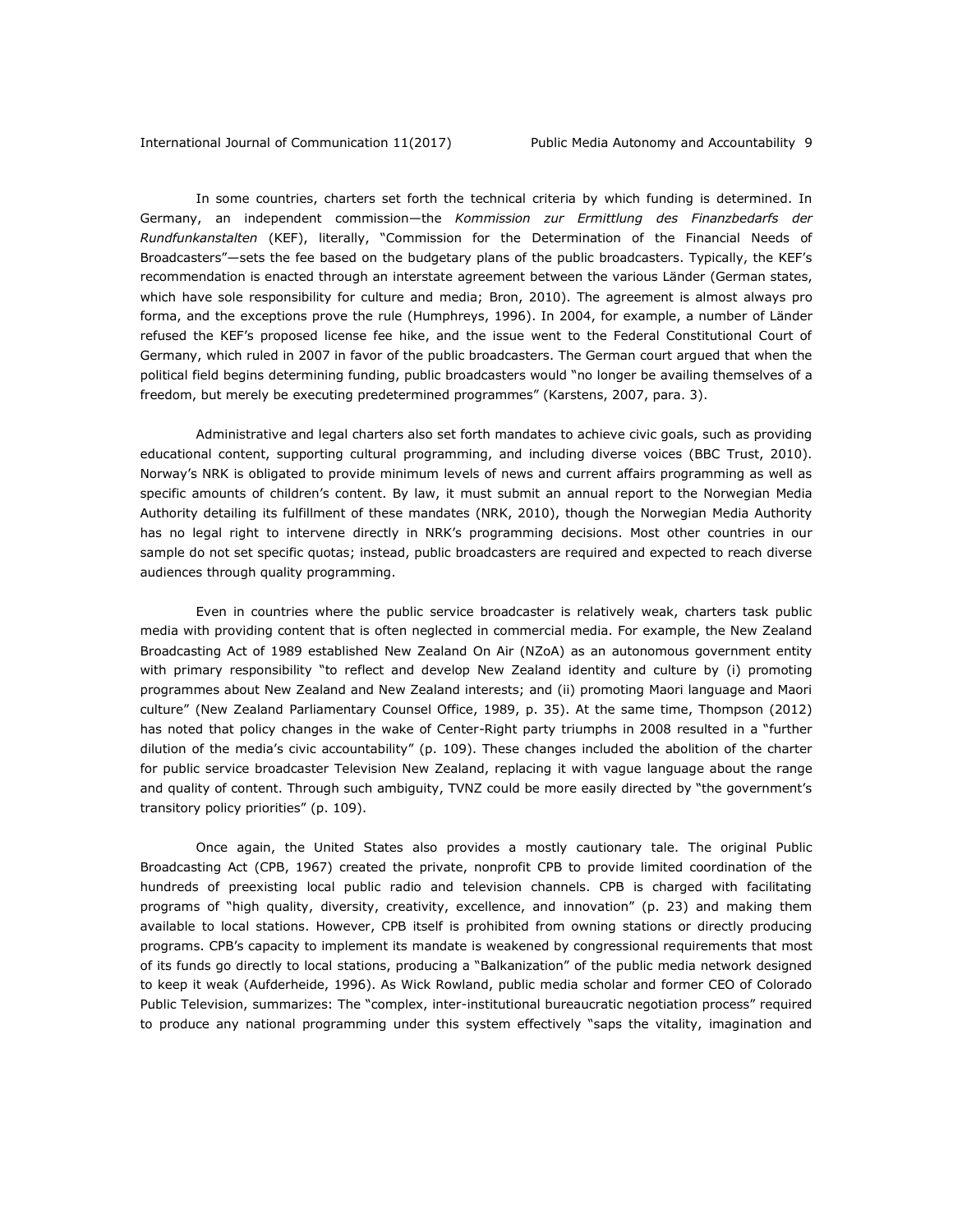In some countries, charters set forth the technical criteria by which funding is determined. In Germany, an independent commission—the *Kommission zur Ermittlung des Finanzbedarfs der Rundfunkanstalten* (KEF), literally, "Commission for the Determination of the Financial Needs of Broadcasters"—sets the fee based on the budgetary plans of the public broadcasters. Typically, the KEF's recommendation is enacted through an interstate agreement between the various Länder (German states, which have sole responsibility for culture and media; Bron, 2010). The agreement is almost always pro forma, and the exceptions prove the rule (Humphreys, 1996). In 2004, for example, a number of Länder refused the KEF's proposed license fee hike, and the issue went to the Federal Constitutional Court of Germany, which ruled in 2007 in favor of the public broadcasters. The German court argued that when the political field begins determining funding, public broadcasters would "no longer be availing themselves of a freedom, but merely be executing predetermined programmes" (Karstens, 2007, para. 3).

Administrative and legal charters also set forth mandates to achieve civic goals, such as providing educational content, supporting cultural programming, and including diverse voices (BBC Trust, 2010). Norway's NRK is obligated to provide minimum levels of news and current affairs programming as well as specific amounts of children's content. By law, it must submit an annual report to the Norwegian Media Authority detailing its fulfillment of these mandates (NRK, 2010), though the Norwegian Media Authority has no legal right to intervene directly in NRK's programming decisions. Most other countries in our sample do not set specific quotas; instead, public broadcasters are required and expected to reach diverse audiences through quality programming.

Even in countries where the public service broadcaster is relatively weak, charters task public media with providing content that is often neglected in commercial media. For example, the New Zealand Broadcasting Act of 1989 established New Zealand On Air (NZoA) as an autonomous government entity with primary responsibility "to reflect and develop New Zealand identity and culture by (i) promoting programmes about New Zealand and New Zealand interests; and (ii) promoting Maori language and Maori culture" (New Zealand Parliamentary Counsel Office, 1989, p. 35). At the same time, Thompson (2012) has noted that policy changes in the wake of Center-Right party triumphs in 2008 resulted in a "further dilution of the media's civic accountability" (p. 109). These changes included the abolition of the charter for public service broadcaster Television New Zealand, replacing it with vague language about the range and quality of content. Through such ambiguity, TVNZ could be more easily directed by "the government's transitory policy priorities" (p. 109).

Once again, the United States also provides a mostly cautionary tale. The original Public Broadcasting Act (CPB, 1967) created the private, nonprofit CPB to provide limited coordination of the hundreds of preexisting local public radio and television channels. CPB is charged with facilitating programs of "high quality, diversity, creativity, excellence, and innovation" (p. 23) and making them available to local stations. However, CPB itself is prohibited from owning stations or directly producing programs. CPB's capacity to implement its mandate is weakened by congressional requirements that most of its funds go directly to local stations, producing a "Balkanization" of the public media network designed to keep it weak (Aufderheide, 1996). As Wick Rowland, public media scholar and former CEO of Colorado Public Television, summarizes: The "complex, inter-institutional bureaucratic negotiation process" required to produce any national programming under this system effectively "saps the vitality, imagination and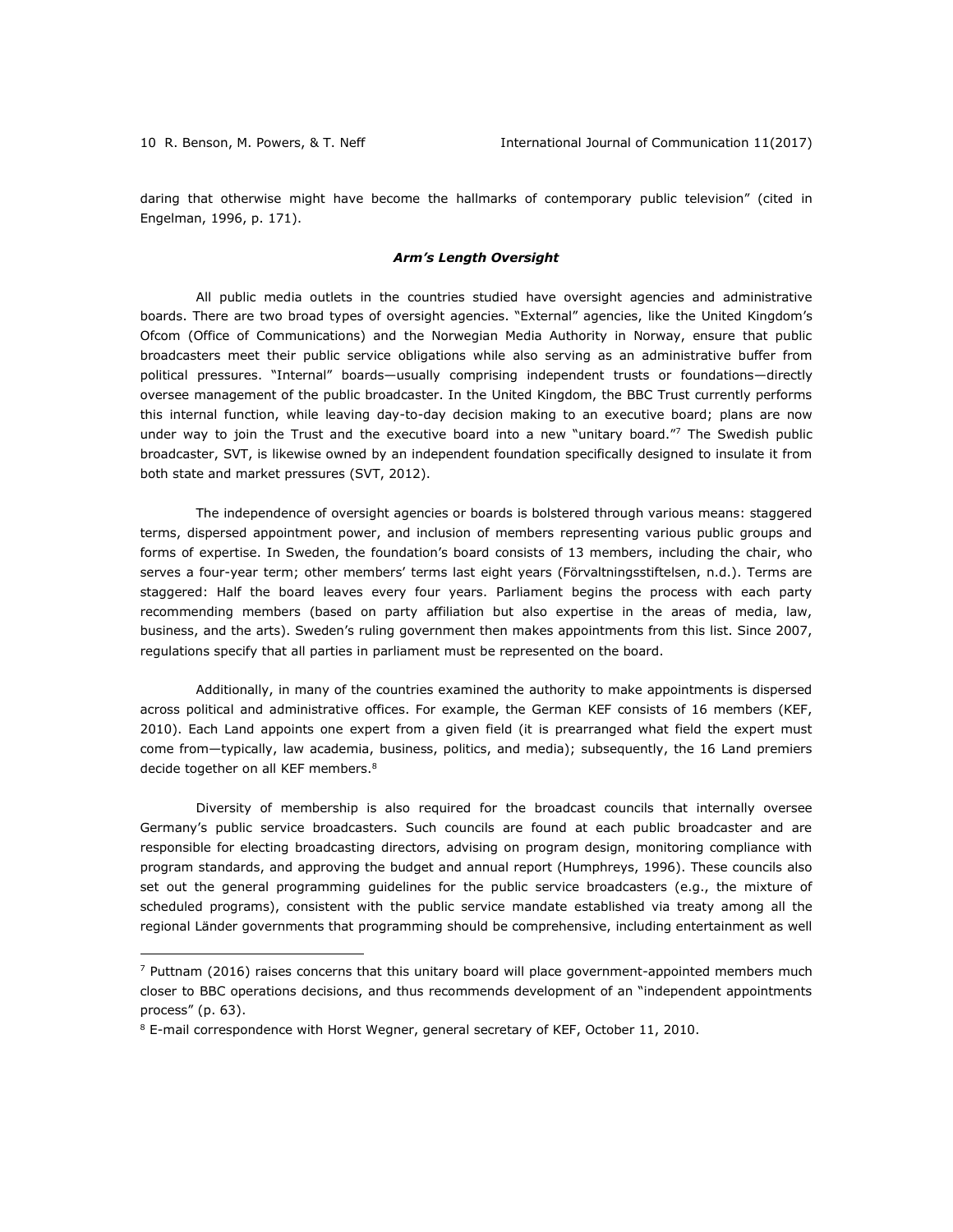daring that otherwise might have become the hallmarks of contemporary public television" (cited in Engelman, 1996, p. 171).

### *Arm's Length Oversight*

All public media outlets in the countries studied have oversight agencies and administrative boards. There are two broad types of oversight agencies. "External" agencies, like the United Kingdom's Ofcom (Office of Communications) and the Norwegian Media Authority in Norway, ensure that public broadcasters meet their public service obligations while also serving as an administrative buffer from political pressures. "Internal" boards—usually comprising independent trusts or foundations—directly oversee management of the public broadcaster. In the United Kingdom, the BBC Trust currently performs this internal function, while leaving day-to-day decision making to an executive board; plans are now under way to join the Trust and the executive board into a new "unitary board."[7] The Swedish public broadcaster, SVT, is likewise owned by an independent foundation specifically designed to insulate it from both state and market pressures (SVT, 2012).

The independence of oversight agencies or boards is bolstered through various means: staggered terms, dispersed appointment power, and inclusion of members representing various public groups and forms of expertise. In Sweden, the foundation's board consists of 13 members, including the chair, who serves a four-year term; other members' terms last eight years (Förvaltningsstiftelsen, n.d.). Terms are staggered: Half the board leaves every four years. Parliament begins the process with each party recommending members (based on party affiliation but also expertise in the areas of media, law, business, and the arts). Sweden's ruling government then makes appointments from this list. Since 2007, regulations specify that all parties in parliament must be represented on the board.

Additionally, in many of the countries examined the authority to make appointments is dispersed across political and administrative offices. For example, the German KEF consists of 16 members (KEF, 2010). Each Land appoints one expert from a given field (it is prearranged what field the expert must come from—typically, law academia, business, politics, and media); subsequently, the 16 Land premiers decide together on all KEF members.[8]

Diversity of membership is also required for the broadcast councils that internally oversee Germany's public service broadcasters. Such councils are found at each public broadcaster and are responsible for electing broadcasting directors, advising on program design, monitoring compliance with program standards, and approving the budget and annual report (Humphreys, 1996). These councils also set out the general programming guidelines for the public service broadcasters (e.g., the mixture of scheduled programs), consistent with the public service mandate established via treaty among all the regional Länder governments that programming should be comprehensive, including entertainment as well

---

[7] Puttnam (2016) raises concerns that this unitary board will place government-appointed members much closer to BBC operations decisions, and thus recommends development of an "independent appointments process" (p. 63).

[8] E-mail correspondence with Horst Wegner, general secretary of KEF, October 11, 2010.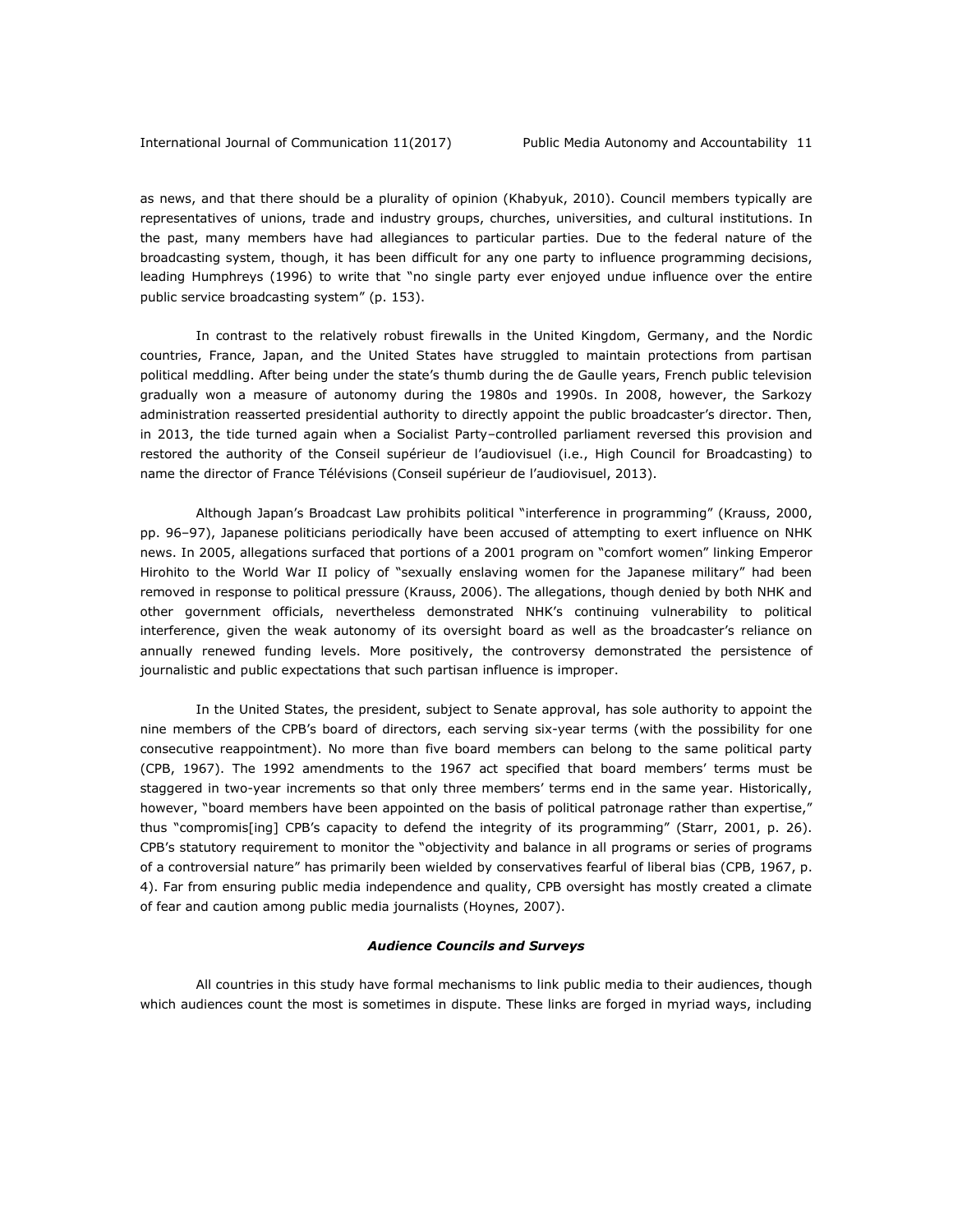as news, and that there should be a plurality of opinion (Khabyuk, 2010). Council members typically are representatives of unions, trade and industry groups, churches, universities, and cultural institutions. In the past, many members have had allegiances to particular parties. Due to the federal nature of the broadcasting system, though, it has been difficult for any one party to influence programming decisions, leading Humphreys (1996) to write that "no single party ever enjoyed undue influence over the entire public service broadcasting system" (p. 153).

In contrast to the relatively robust firewalls in the United Kingdom, Germany, and the Nordic countries, France, Japan, and the United States have struggled to maintain protections from partisan political meddling. After being under the state's thumb during the de Gaulle years, French public television gradually won a measure of autonomy during the 1980s and 1990s. In 2008, however, the Sarkozy administration reasserted presidential authority to directly appoint the public broadcaster's director. Then, in 2013, the tide turned again when a Socialist Party–controlled parliament reversed this provision and restored the authority of the Conseil supérieur de l'audiovisuel (i.e., High Council for Broadcasting) to name the director of France Télévisions (Conseil supérieur de l'audiovisuel, 2013).

Although Japan's Broadcast Law prohibits political "interference in programming" (Krauss, 2000, pp. 96–97), Japanese politicians periodically have been accused of attempting to exert influence on NHK news. In 2005, allegations surfaced that portions of a 2001 program on "comfort women" linking Emperor Hirohito to the World War II policy of "sexually enslaving women for the Japanese military" had been removed in response to political pressure (Krauss, 2006). The allegations, though denied by both NHK and other government officials, nevertheless demonstrated NHK's continuing vulnerability to political interference, given the weak autonomy of its oversight board as well as the broadcaster's reliance on annually renewed funding levels. More positively, the controversy demonstrated the persistence of journalistic and public expectations that such partisan influence is improper.

In the United States, the president, subject to Senate approval, has sole authority to appoint the nine members of the CPB's board of directors, each serving six-year terms (with the possibility for one consecutive reappointment). No more than five board members can belong to the same political party (CPB, 1967). The 1992 amendments to the 1967 act specified that board members' terms must be staggered in two-year increments so that only three members' terms end in the same year. Historically, however, "board members have been appointed on the basis of political patronage rather than expertise," thus "compromis[ing] CPB's capacity to defend the integrity of its programming" (Starr, 2001, p. 26). CPB's statutory requirement to monitor the "objectivity and balance in all programs or series of programs of a controversial nature" has primarily been wielded by conservatives fearful of liberal bias (CPB, 1967, p. 4). Far from ensuring public media independence and quality, CPB oversight has mostly created a climate of fear and caution among public media journalists (Hoynes, 2007).

### *Audience Councils and Surveys*

All countries in this study have formal mechanisms to link public media to their audiences, though which audiences count the most is sometimes in dispute. These links are forged in myriad ways, including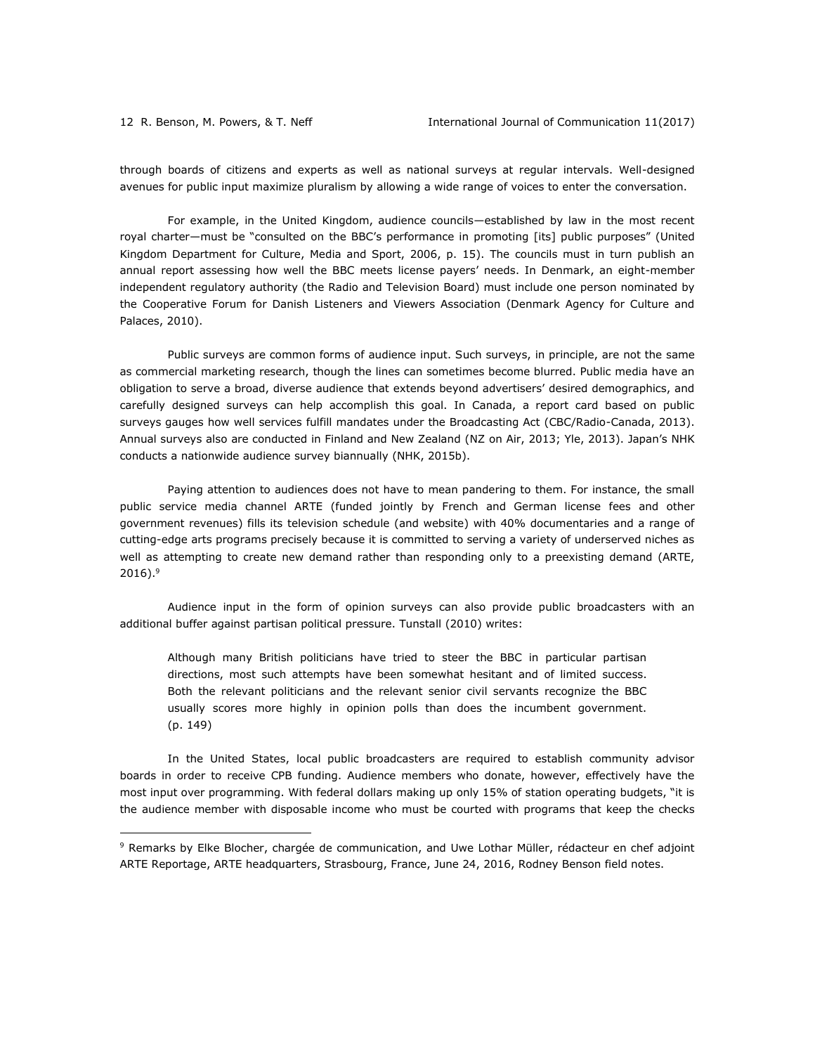through boards of citizens and experts as well as national surveys at regular intervals. Well-designed avenues for public input maximize pluralism by allowing a wide range of voices to enter the conversation.

For example, in the United Kingdom, audience councils—established by law in the most recent royal charter—must be "consulted on the BBC's performance in promoting [its] public purposes" (United Kingdom Department for Culture, Media and Sport, 2006, p. 15). The councils must in turn publish an annual report assessing how well the BBC meets license payers' needs. In Denmark, an eight-member independent regulatory authority (the Radio and Television Board) must include one person nominated by the Cooperative Forum for Danish Listeners and Viewers Association (Denmark Agency for Culture and Palaces, 2010).

Public surveys are common forms of audience input. Such surveys, in principle, are not the same as commercial marketing research, though the lines can sometimes become blurred. Public media have an obligation to serve a broad, diverse audience that extends beyond advertisers' desired demographics, and carefully designed surveys can help accomplish this goal. In Canada, a report card based on public surveys gauges how well services fulfill mandates under the Broadcasting Act (CBC/Radio-Canada, 2013). Annual surveys also are conducted in Finland and New Zealand (NZ on Air, 2013; Yle, 2013). Japan's NHK conducts a nationwide audience survey biannually (NHK, 2015b).

Paying attention to audiences does not have to mean pandering to them. For instance, the small public service media channel ARTE (funded jointly by French and German license fees and other government revenues) fills its television schedule (and website) with 40% documentaries and a range of cutting-edge arts programs precisely because it is committed to serving a variety of underserved niches as well as attempting to create new demand rather than responding only to a preexisting demand (ARTE, 2016).[9]

Audience input in the form of opinion surveys can also provide public broadcasters with an additional buffer against partisan political pressure. Tunstall (2010) writes:

> Although many British politicians have tried to steer the BBC in particular partisan directions, most such attempts have been somewhat hesitant and of limited success. Both the relevant politicians and the relevant senior civil servants recognize the BBC usually scores more highly in opinion polls than does the incumbent government. (p. 149)

In the United States, local public broadcasters are required to establish community advisor boards in order to receive CPB funding. Audience members who donate, however, effectively have the most input over programming. With federal dollars making up only 15% of station operating budgets, "it is the audience member with disposable income who must be courted with programs that keep the checks

---

[9] Remarks by Elke Blocher, chargée de communication, and Uwe Lothar Müller, rédacteur en chef adjoint ARTE Reportage, ARTE headquarters, Strasbourg, France, June 24, 2016, Rodney Benson field notes.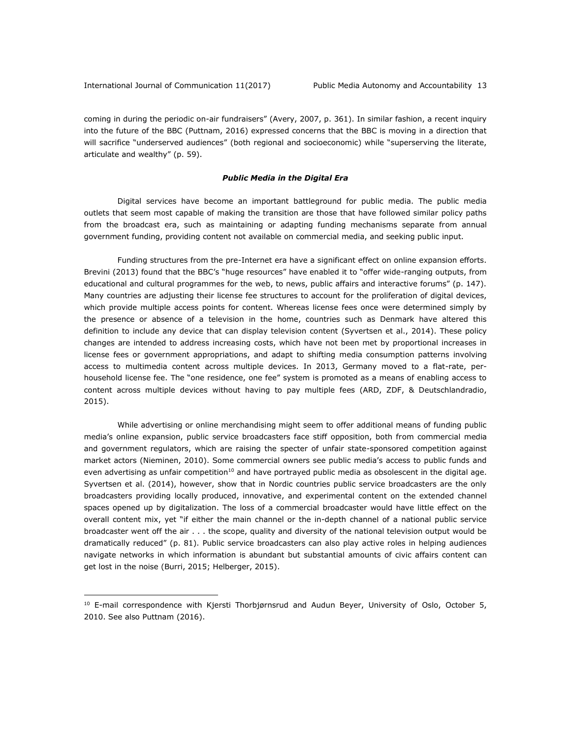coming in during the periodic on-air fundraisers" (Avery, 2007, p. 361). In similar fashion, a recent inquiry into the future of the BBC (Puttnam, 2016) expressed concerns that the BBC is moving in a direction that will sacrifice "underserved audiences" (both regional and socioeconomic) while "superserving the literate, articulate and wealthy" (p. 59).

### *Public Media in the Digital Era*

Digital services have become an important battleground for public media. The public media outlets that seem most capable of making the transition are those that have followed similar policy paths from the broadcast era, such as maintaining or adapting funding mechanisms separate from annual government funding, providing content not available on commercial media, and seeking public input.

Funding structures from the pre-Internet era have a significant effect on online expansion efforts. Brevini (2013) found that the BBC's "huge resources" have enabled it to "offer wide-ranging outputs, from educational and cultural programmes for the web, to news, public affairs and interactive forums" (p. 147). Many countries are adjusting their license fee structures to account for the proliferation of digital devices, which provide multiple access points for content. Whereas license fees once were determined simply by the presence or absence of a television in the home, countries such as Denmark have altered this definition to include any device that can display television content (Syvertsen et al., 2014). These policy changes are intended to address increasing costs, which have not been met by proportional increases in license fees or government appropriations, and adapt to shifting media consumption patterns involving access to multimedia content across multiple devices. In 2013, Germany moved to a flat-rate, per-household license fee. The "one residence, one fee" system is promoted as a means of enabling access to content across multiple devices without having to pay multiple fees (ARD, ZDF, & Deutschlandradio, 2015).

While advertising or online merchandising might seem to offer additional means of funding public media's online expansion, public service broadcasters face stiff opposition, both from commercial media and government regulators, which are raising the specter of unfair state-sponsored competition against market actors (Nieminen, 2010). Some commercial owners see public media's access to public funds and even advertising as unfair competition[10] and have portrayed public media as obsolescent in the digital age. Syvertsen et al. (2014), however, show that in Nordic countries public service broadcasters are the only broadcasters providing locally produced, innovative, and experimental content on the extended channel spaces opened up by digitalization. The loss of a commercial broadcaster would have little effect on the overall content mix, yet "if either the main channel or the in-depth channel of a national public service broadcaster went off the air . . . the scope, quality and diversity of the national television output would be dramatically reduced" (p. 81). Public service broadcasters can also play active roles in helping audiences navigate networks in which information is abundant but substantial amounts of civic affairs content can get lost in the noise (Burri, 2015; Helberger, 2015).

---

[10] E-mail correspondence with Kjersti Thorbjørnsrud and Audun Beyer, University of Oslo, October 5, 2010. See also Puttnam (2016).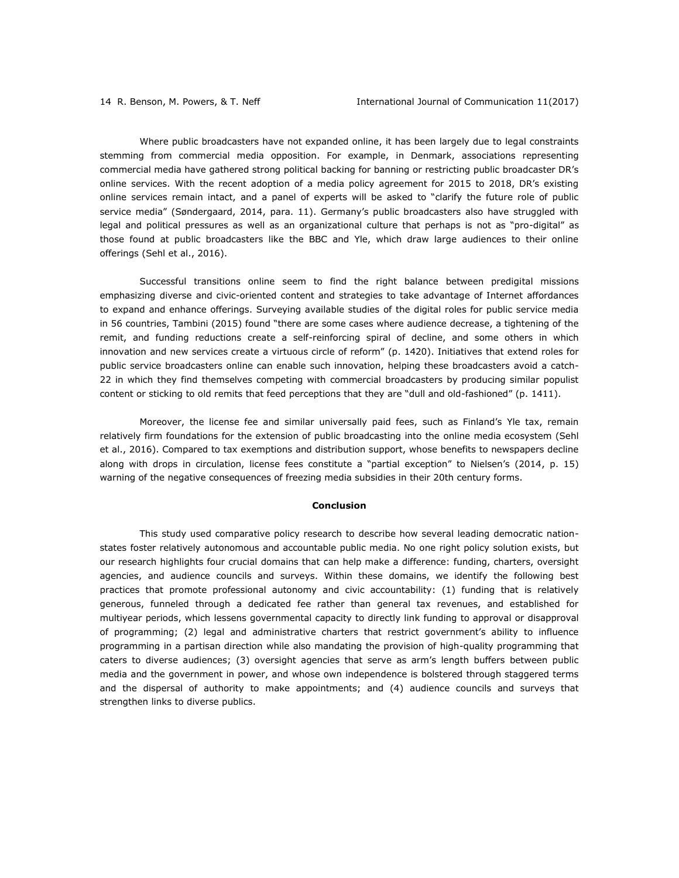Where public broadcasters have not expanded online, it has been largely due to legal constraints stemming from commercial media opposition. For example, in Denmark, associations representing commercial media have gathered strong political backing for banning or restricting public broadcaster DR's online services. With the recent adoption of a media policy agreement for 2015 to 2018, DR's existing online services remain intact, and a panel of experts will be asked to "clarify the future role of public service media" (Søndergaard, 2014, para. 11). Germany's public broadcasters also have struggled with legal and political pressures as well as an organizational culture that perhaps is not as "pro-digital" as those found at public broadcasters like the BBC and Yle, which draw large audiences to their online offerings (Sehl et al., 2016).

Successful transitions online seem to find the right balance between predigital missions emphasizing diverse and civic-oriented content and strategies to take advantage of Internet affordances to expand and enhance offerings. Surveying available studies of the digital roles for public service media in 56 countries, Tambini (2015) found "there are some cases where audience decrease, a tightening of the remit, and funding reductions create a self-reinforcing spiral of decline, and some others in which innovation and new services create a virtuous circle of reform" (p. 1420). Initiatives that extend roles for public service broadcasters online can enable such innovation, helping these broadcasters avoid a catch-22 in which they find themselves competing with commercial broadcasters by producing similar populist content or sticking to old remits that feed perceptions that they are "dull and old-fashioned" (p. 1411).

Moreover, the license fee and similar universally paid fees, such as Finland's Yle tax, remain relatively firm foundations for the extension of public broadcasting into the online media ecosystem (Sehl et al., 2016). Compared to tax exemptions and distribution support, whose benefits to newspapers decline along with drops in circulation, license fees constitute a "partial exception" to Nielsen's (2014, p. 15) warning of the negative consequences of freezing media subsidies in their 20th century forms.

## Conclusion

This study used comparative policy research to describe how several leading democratic nation-states foster relatively autonomous and accountable public media. No one right policy solution exists, but our research highlights four crucial domains that can help make a difference: funding, charters, oversight agencies, and audience councils and surveys. Within these domains, we identify the following best practices that promote professional autonomy and civic accountability: (1) funding that is relatively generous, funneled through a dedicated fee rather than general tax revenues, and established for multiyear periods, which lessens governmental capacity to directly link funding to approval or disapproval of programming; (2) legal and administrative charters that restrict government's ability to influence programming in a partisan direction while also mandating the provision of high-quality programming that caters to diverse audiences; (3) oversight agencies that serve as arm's length buffers between public media and the government in power, and whose own independence is bolstered through staggered terms and the dispersal of authority to make appointments; and (4) audience councils and surveys that strengthen links to diverse publics.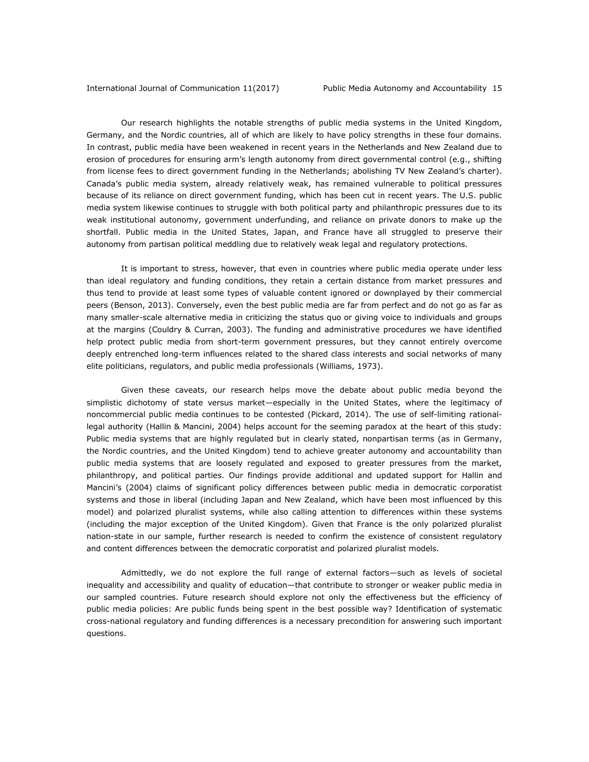Our research highlights the notable strengths of public media systems in the United Kingdom, Germany, and the Nordic countries, all of which are likely to have policy strengths in these four domains. In contrast, public media have been weakened in recent years in the Netherlands and New Zealand due to erosion of procedures for ensuring arm's length autonomy from direct governmental control (e.g., shifting from license fees to direct government funding in the Netherlands; abolishing TV New Zealand's charter). Canada's public media system, already relatively weak, has remained vulnerable to political pressures because of its reliance on direct government funding, which has been cut in recent years. The U.S. public media system likewise continues to struggle with both political party and philanthropic pressures due to its weak institutional autonomy, government underfunding, and reliance on private donors to make up the shortfall. Public media in the United States, Japan, and France have all struggled to preserve their autonomy from partisan political meddling due to relatively weak legal and regulatory protections.

It is important to stress, however, that even in countries where public media operate under less than ideal regulatory and funding conditions, they retain a certain distance from market pressures and thus tend to provide at least some types of valuable content ignored or downplayed by their commercial peers (Benson, 2013). Conversely, even the best public media are far from perfect and do not go as far as many smaller-scale alternative media in criticizing the status quo or giving voice to individuals and groups at the margins (Couldry & Curran, 2003). The funding and administrative procedures we have identified help protect public media from short-term government pressures, but they cannot entirely overcome deeply entrenched long-term influences related to the shared class interests and social networks of many elite politicians, regulators, and public media professionals (Williams, 1973).

Given these caveats, our research helps move the debate about public media beyond the simplistic dichotomy of state versus market—especially in the United States, where the legitimacy of noncommercial public media continues to be contested (Pickard, 2014). The use of self-limiting rational-legal authority (Hallin & Mancini, 2004) helps account for the seeming paradox at the heart of this study: Public media systems that are highly regulated but in clearly stated, nonpartisan terms (as in Germany, the Nordic countries, and the United Kingdom) tend to achieve greater autonomy and accountability than public media systems that are loosely regulated and exposed to greater pressures from the market, philanthropy, and political parties. Our findings provide additional and updated support for Hallin and Mancini's (2004) claims of significant policy differences between public media in democratic corporatist systems and those in liberal (including Japan and New Zealand, which have been most influenced by this model) and polarized pluralist systems, while also calling attention to differences within these systems (including the major exception of the United Kingdom). Given that France is the only polarized pluralist nation-state in our sample, further research is needed to confirm the existence of consistent regulatory and content differences between the democratic corporatist and polarized pluralist models.

Admittedly, we do not explore the full range of external factors—such as levels of societal inequality and accessibility and quality of education—that contribute to stronger or weaker public media in our sampled countries. Future research should explore not only the effectiveness but the efficiency of public media policies: Are public funds being spent in the best possible way? Identification of systematic cross-national regulatory and funding differences is a necessary precondition for answering such important questions.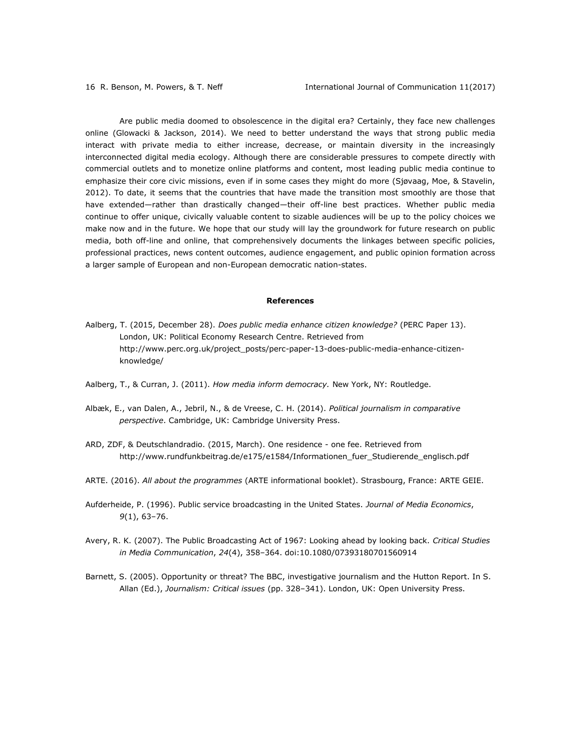Are public media doomed to obsolescence in the digital era? Certainly, they face new challenges online (Glowacki & Jackson, 2014). We need to better understand the ways that strong public media interact with private media to either increase, decrease, or maintain diversity in the increasingly interconnected digital media ecology. Although there are considerable pressures to compete directly with commercial outlets and to monetize online platforms and content, most leading public media continue to emphasize their core civic missions, even if in some cases they might do more (Sjøvaag, Moe, & Stavelin, 2012). To date, it seems that the countries that have made the transition most smoothly are those that have extended—rather than drastically changed—their off-line best practices. Whether public media continue to offer unique, civically valuable content to sizable audiences will be up to the policy choices we make now and in the future. We hope that our study will lay the groundwork for future research on public media, both off-line and online, that comprehensively documents the linkages between specific policies, professional practices, news content outcomes, audience engagement, and public opinion formation across a larger sample of European and non-European democratic nation-states.

## References

Aalberg, T. (2015, December 28). *Does public media enhance citizen knowledge?* (PERC Paper 13). London, UK: Political Economy Research Centre. Retrieved from http://www.perc.org.uk/project_posts/perc-paper-13-does-public-media-enhance-citizen-knowledge/

Aalberg, T., & Curran, J. (2011). *How media inform democracy.* New York, NY: Routledge.

Albæk, E., van Dalen, A., Jebril, N., & de Vreese, C. H. (2014). *Political journalism in comparative perspective*. Cambridge, UK: Cambridge University Press.

ARD, ZDF, & Deutschlandradio. (2015, March). One residence - one fee. Retrieved from http://www.rundfunkbeitrag.de/e175/e1584/Informationen_fuer_Studierende_englisch.pdf

ARTE. (2016). *All about the programmes* (ARTE informational booklet). Strasbourg, France: ARTE GEIE.

Aufderheide, P. (1996). Public service broadcasting in the United States. *Journal of Media Economics*, *9*(1), 63–76.

Avery, R. K. (2007). The Public Broadcasting Act of 1967: Looking ahead by looking back. *Critical Studies in Media Communication*, *24*(4), 358–364. doi:10.1080/07393180701560914

Barnett, S. (2005). Opportunity or threat? The BBC, investigative journalism and the Hutton Report. In S. Allan (Ed.), *Journalism: Critical issues* (pp. 328–341). London, UK: Open University Press.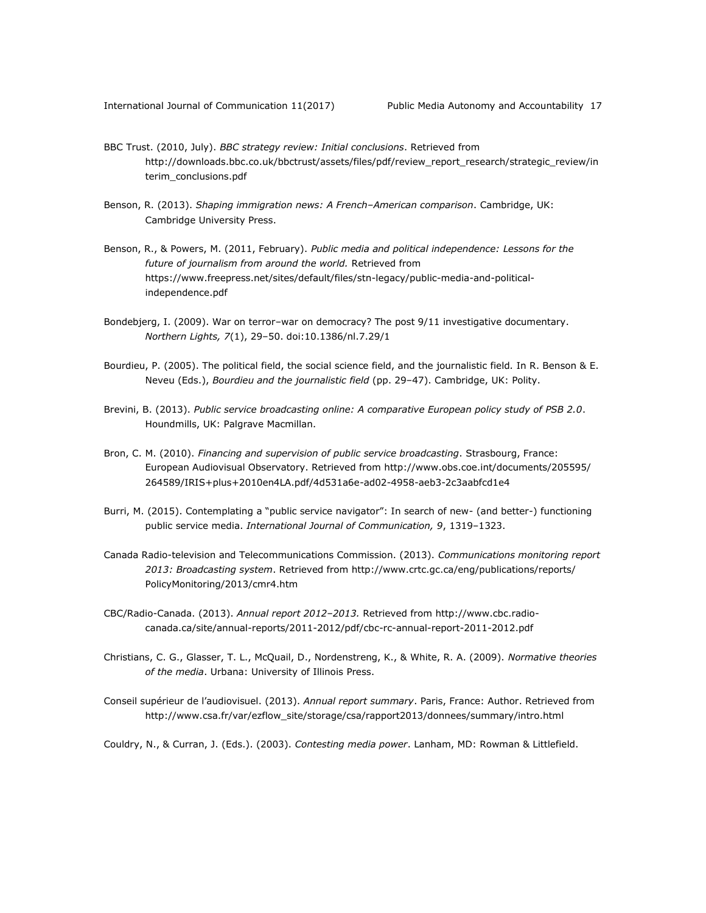BBC Trust. (2010, July). *BBC strategy review: Initial conclusions*. Retrieved from http://downloads.bbc.co.uk/bbctrust/assets/files/pdf/review_report_research/strategic_review/interim_conclusions.pdf

Benson, R. (2013). *Shaping immigration news: A French–American comparison*. Cambridge, UK: Cambridge University Press.

Benson, R., & Powers, M. (2011, February). *Public media and political independence: Lessons for the future of journalism from around the world.* Retrieved from https://www.freepress.net/sites/default/files/stn-legacy/public-media-and-political-independence.pdf

Bondebjerg, I. (2009). War on terror–war on democracy? The post 9/11 investigative documentary. *Northern Lights, 7*(1), 29–50. doi:10.1386/nl.7.29/1

Bourdieu, P. (2005). The political field, the social science field, and the journalistic field. In R. Benson & E. Neveu (Eds.), *Bourdieu and the journalistic field* (pp. 29–47). Cambridge, UK: Polity.

Brevini, B. (2013). *Public service broadcasting online: A comparative European policy study of PSB 2.0*. Houndmills, UK: Palgrave Macmillan.

Bron, C. M. (2010). *Financing and supervision of public service broadcasting*. Strasbourg, France: European Audiovisual Observatory. Retrieved from http://www.obs.coe.int/documents/205595/264589/IRIS+plus+2010en4LA.pdf/4d531a6e-ad02-4958-aeb3-2c3aabfcd1e4

Burri, M. (2015). Contemplating a "public service navigator": In search of new- (and better-) functioning public service media. *International Journal of Communication, 9*, 1319–1323.

Canada Radio-television and Telecommunications Commission. (2013). *Communications monitoring report 2013: Broadcasting system*. Retrieved from http://www.crtc.gc.ca/eng/publications/reports/PolicyMonitoring/2013/cmr4.htm

CBC/Radio-Canada. (2013). *Annual report 2012–2013.* Retrieved from http://www.cbc.radio-canada.ca/site/annual-reports/2011-2012/pdf/cbc-rc-annual-report-2011-2012.pdf

Christians, C. G., Glasser, T. L., McQuail, D., Nordenstreng, K., & White, R. A. (2009). *Normative theories of the media*. Urbana: University of Illinois Press.

Conseil supérieur de l'audiovisuel. (2013). *Annual report summary*. Paris, France: Author. Retrieved from http://www.csa.fr/var/ezflow_site/storage/csa/rapport2013/donnees/summary/intro.html

Couldry, N., & Curran, J. (Eds.). (2003). *Contesting media power*. Lanham, MD: Rowman & Littlefield.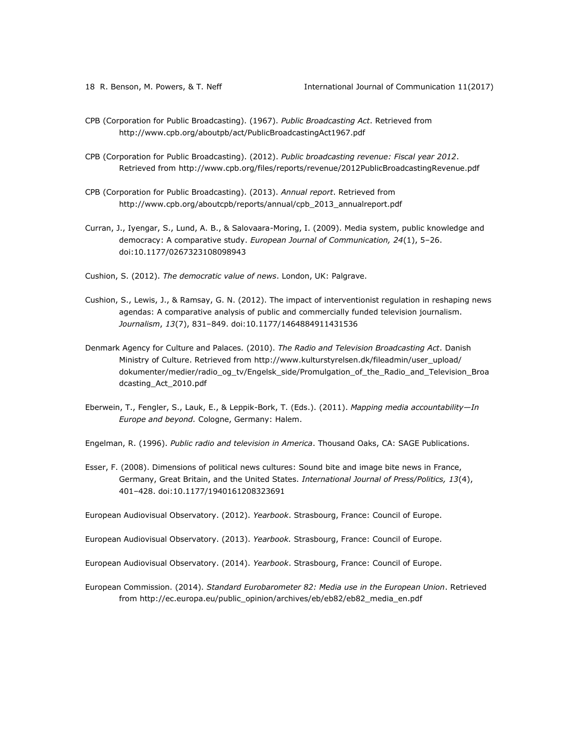CPB (Corporation for Public Broadcasting). (1967). *Public Broadcasting Act*. Retrieved from http://www.cpb.org/aboutpb/act/PublicBroadcastingAct1967.pdf

CPB (Corporation for Public Broadcasting). (2012). *Public broadcasting revenue: Fiscal year 2012*. Retrieved from http://www.cpb.org/files/reports/revenue/2012PublicBroadcastingRevenue.pdf

CPB (Corporation for Public Broadcasting). (2013). *Annual report*. Retrieved from http://www.cpb.org/aboutcpb/reports/annual/cpb_2013_annualreport.pdf

Curran, J., Iyengar, S., Lund, A. B., & Salovaara-Moring, I. (2009). Media system, public knowledge and democracy: A comparative study. *European Journal of Communication, 24*(1), 5–26. doi:10.1177/0267323108098943

Cushion, S. (2012). *The democratic value of news*. London, UK: Palgrave.

Cushion, S., Lewis, J., & Ramsay, G. N. (2012). The impact of interventionist regulation in reshaping news agendas: A comparative analysis of public and commercially funded television journalism. *Journalism*, *13*(7), 831–849. doi:10.1177/1464884911431536

Denmark Agency for Culture and Palaces. (2010). *The Radio and Television Broadcasting Act*. Danish Ministry of Culture. Retrieved from http://www.kulturstyrelsen.dk/fileadmin/user_upload/dokumenter/medier/radio_og_tv/Engelsk_side/Promulgation_of_the_Radio_and_Television_Broadcasting_Act_2010.pdf

Eberwein, T., Fengler, S., Lauk, E., & Leppik-Bork, T. (Eds.). (2011). *Mapping media accountability—In Europe and beyond*. Cologne, Germany: Halem.

Engelman, R. (1996). *Public radio and television in America*. Thousand Oaks, CA: SAGE Publications.

Esser, F. (2008). Dimensions of political news cultures: Sound bite and image bite news in France, Germany, Great Britain, and the United States. *International Journal of Press/Politics, 13*(4), 401–428. doi:10.1177/1940161208323691

European Audiovisual Observatory. (2012). *Yearbook*. Strasbourg, France: Council of Europe.

European Audiovisual Observatory. (2013). *Yearbook.* Strasbourg, France: Council of Europe.

European Audiovisual Observatory. (2014). *Yearbook*. Strasbourg, France: Council of Europe.

European Commission. (2014). *Standard Eurobarometer 82: Media use in the European Union*. Retrieved from http://ec.europa.eu/public_opinion/archives/eb/eb82/eb82_media_en.pdf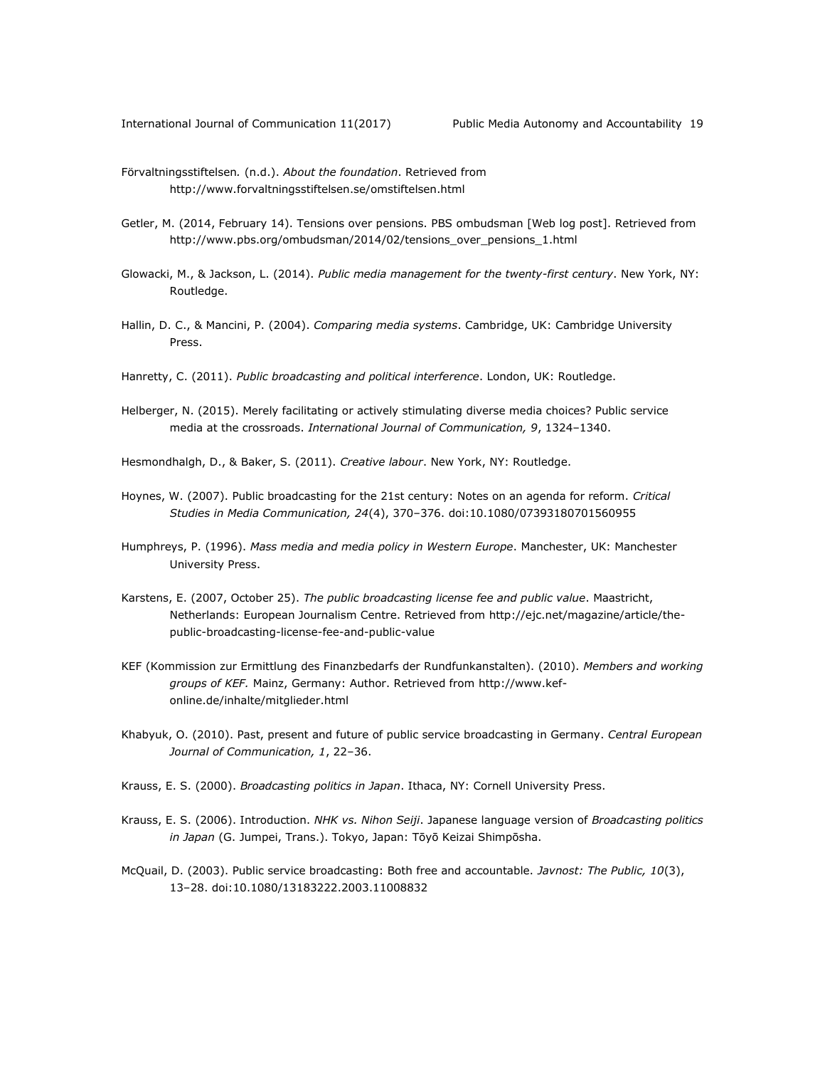Förvaltningsstiftelsen. (n.d.). *About the foundation*. Retrieved from http://www.forvaltningsstiftelsen.se/omstiftelsen.html

Getler, M. (2014, February 14). Tensions over pensions. PBS ombudsman [Web log post]. Retrieved from http://www.pbs.org/ombudsman/2014/02/tensions_over_pensions_1.html

Glowacki, M., & Jackson, L. (2014). *Public media management for the twenty-first century*. New York, NY: Routledge.

Hallin, D. C., & Mancini, P. (2004). *Comparing media systems*. Cambridge, UK: Cambridge University Press.

Hanretty, C. (2011). *Public broadcasting and political interference*. London, UK: Routledge.

Helberger, N. (2015). Merely facilitating or actively stimulating diverse media choices? Public service media at the crossroads. *International Journal of Communication, 9*, 1324–1340.

Hesmondhalgh, D., & Baker, S. (2011). *Creative labour*. New York, NY: Routledge.

Hoynes, W. (2007). Public broadcasting for the 21st century: Notes on an agenda for reform. *Critical Studies in Media Communication, 24*(4), 370–376. doi:10.1080/07393180701560955

Humphreys, P. (1996). *Mass media and media policy in Western Europe*. Manchester, UK: Manchester University Press.

Karstens, E. (2007, October 25). *The public broadcasting license fee and public value*. Maastricht, Netherlands: European Journalism Centre. Retrieved from http://ejc.net/magazine/article/the-public-broadcasting-license-fee-and-public-value

KEF (Kommission zur Ermittlung des Finanzbedarfs der Rundfunkanstalten). (2010). *Members and working groups of KEF.* Mainz, Germany: Author. Retrieved from http://www.kef-online.de/inhalte/mitglieder.html

Khabyuk, O. (2010). Past, present and future of public service broadcasting in Germany. *Central European Journal of Communication, 1*, 22–36.

Krauss, E. S. (2000). *Broadcasting politics in Japan*. Ithaca, NY: Cornell University Press.

Krauss, E. S. (2006). Introduction. *NHK vs. Nihon Seiji*. Japanese language version of *Broadcasting politics in Japan* (G. Jumpei, Trans.). Tokyo, Japan: Tōyō Keizai Shimpōsha.

McQuail, D. (2003). Public service broadcasting: Both free and accountable. *Javnost: The Public, 10*(3), 13–28. doi:10.1080/13183222.2003.11008832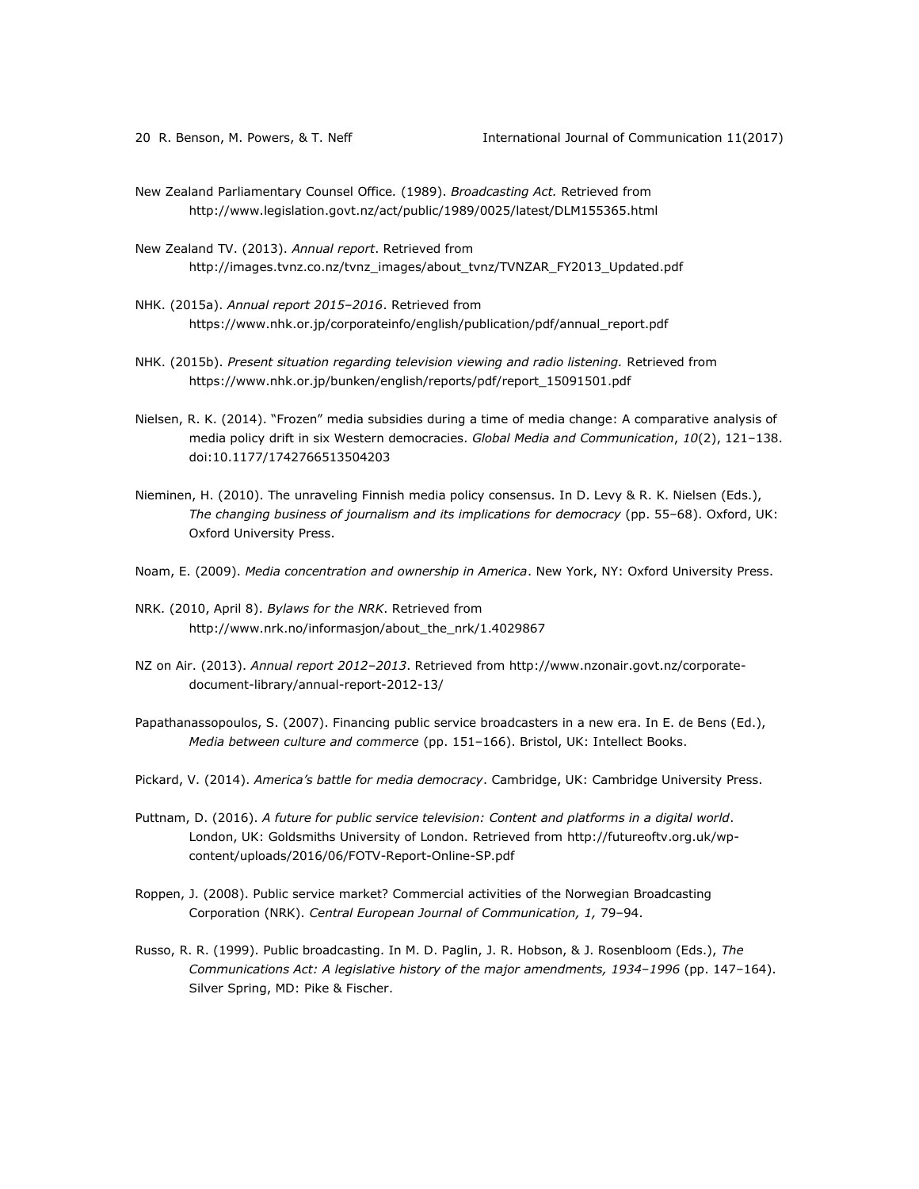New Zealand Parliamentary Counsel Office. (1989). *Broadcasting Act.* Retrieved from http://www.legislation.govt.nz/act/public/1989/0025/latest/DLM155365.html

New Zealand TV. (2013). *Annual report*. Retrieved from http://images.tvnz.co.nz/tvnz_images/about_tvnz/TVNZAR_FY2013_Updated.pdf

NHK. (2015a). *Annual report 2015–2016*. Retrieved from https://www.nhk.or.jp/corporateinfo/english/publication/pdf/annual_report.pdf

NHK. (2015b). *Present situation regarding television viewing and radio listening.* Retrieved from https://www.nhk.or.jp/bunken/english/reports/pdf/report_15091501.pdf

Nielsen, R. K. (2014). "Frozen" media subsidies during a time of media change: A comparative analysis of media policy drift in six Western democracies. *Global Media and Communication*, *10*(2), 121–138. doi:10.1177/1742766513504203

Nieminen, H. (2010). The unraveling Finnish media policy consensus. In D. Levy & R. K. Nielsen (Eds.), *The changing business of journalism and its implications for democracy* (pp. 55–68). Oxford, UK: Oxford University Press.

Noam, E. (2009). *Media concentration and ownership in America*. New York, NY: Oxford University Press.

NRK. (2010, April 8). *Bylaws for the NRK*. Retrieved from http://www.nrk.no/informasjon/about_the_nrk/1.4029867

NZ on Air. (2013). *Annual report 2012–2013*. Retrieved from http://www.nzonair.govt.nz/corporate-document-library/annual-report-2012-13/

Papathanassopoulos, S. (2007). Financing public service broadcasters in a new era. In E. de Bens (Ed.), *Media between culture and commerce* (pp. 151–166). Bristol, UK: Intellect Books.

Pickard, V. (2014). *America's battle for media democracy*. Cambridge, UK: Cambridge University Press.

Puttnam, D. (2016). *A future for public service television: Content and platforms in a digital world*. London, UK: Goldsmiths University of London. Retrieved from http://futureoftv.org.uk/wp-content/uploads/2016/06/FOTV-Report-Online-SP.pdf

Roppen, J. (2008). Public service market? Commercial activities of the Norwegian Broadcasting Corporation (NRK). *Central European Journal of Communication, 1,* 79–94.

Russo, R. R. (1999). Public broadcasting. In M. D. Paglin, J. R. Hobson, & J. Rosenbloom (Eds.), *The Communications Act: A legislative history of the major amendments, 1934–1996* (pp. 147–164). Silver Spring, MD: Pike & Fischer.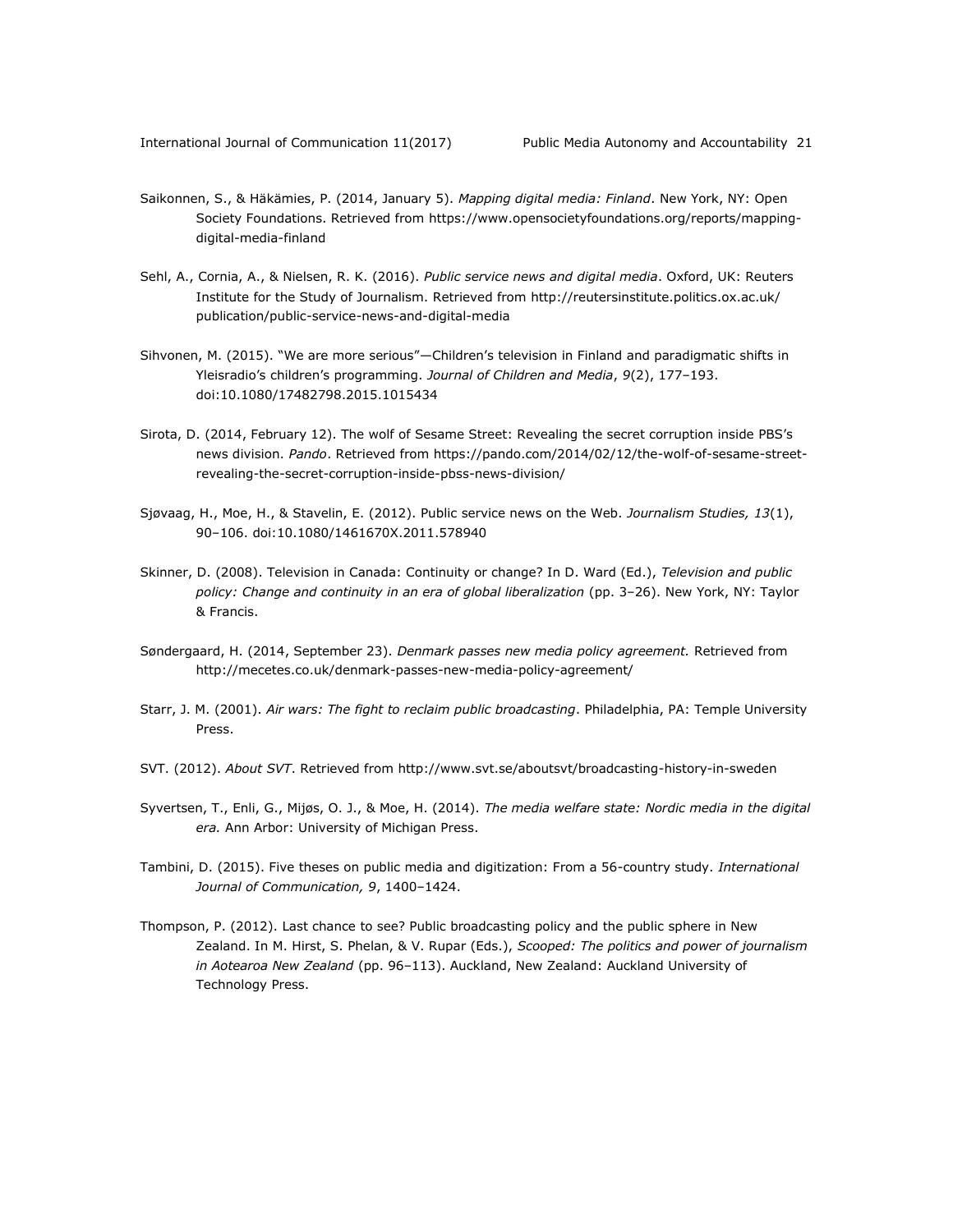Saikonnen, S., & Häkämies, P. (2014, January 5). *Mapping digital media: Finland*. New York, NY: Open Society Foundations. Retrieved from https://www.opensocietyfoundations.org/reports/mapping-digital-media-finland

Sehl, A., Cornia, A., & Nielsen, R. K. (2016). *Public service news and digital media*. Oxford, UK: Reuters Institute for the Study of Journalism. Retrieved from http://reutersinstitute.politics.ox.ac.uk/publication/public-service-news-and-digital-media

Sihvonen, M. (2015). "We are more serious"—Children's television in Finland and paradigmatic shifts in Yleisradio's children's programming. *Journal of Children and Media*, *9*(2), 177–193. doi:10.1080/17482798.2015.1015434

Sirota, D. (2014, February 12). The wolf of Sesame Street: Revealing the secret corruption inside PBS's news division. *Pando*. Retrieved from https://pando.com/2014/02/12/the-wolf-of-sesame-street-revealing-the-secret-corruption-inside-pbss-news-division/

Sjøvaag, H., Moe, H., & Stavelin, E. (2012). Public service news on the Web. *Journalism Studies, 13*(1), 90–106. doi:10.1080/1461670X.2011.578940

Skinner, D. (2008). Television in Canada: Continuity or change? In D. Ward (Ed.), *Television and public policy: Change and continuity in an era of global liberalization* (pp. 3–26). New York, NY: Taylor & Francis.

Søndergaard, H. (2014, September 23). *Denmark passes new media policy agreement.* Retrieved from http://mecetes.co.uk/denmark-passes-new-media-policy-agreement/

Starr, J. M. (2001). *Air wars: The fight to reclaim public broadcasting*. Philadelphia, PA: Temple University Press.

SVT. (2012). *About SVT*. Retrieved from http://www.svt.se/aboutsvt/broadcasting-history-in-sweden

Syvertsen, T., Enli, G., Mijøs, O. J., & Moe, H. (2014). *The media welfare state: Nordic media in the digital era.* Ann Arbor: University of Michigan Press.

Tambini, D. (2015). Five theses on public media and digitization: From a 56-country study. *International Journal of Communication, 9*, 1400–1424.

Thompson, P. (2012). Last chance to see? Public broadcasting policy and the public sphere in New Zealand. In M. Hirst, S. Phelan, & V. Rupar (Eds.), *Scooped: The politics and power of journalism in Aotearoa New Zealand* (pp. 96–113). Auckland, New Zealand: Auckland University of Technology Press.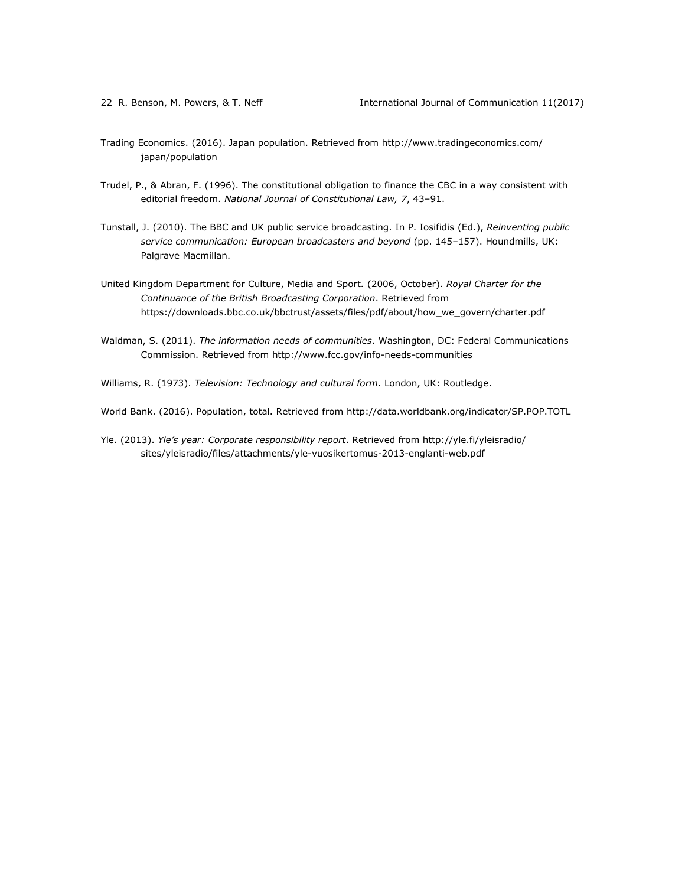Trading Economics. (2016). Japan population. Retrieved from http://www.tradingeconomics.com/japan/population

Trudel, P., & Abran, F. (1996). The constitutional obligation to finance the CBC in a way consistent with editorial freedom. *National Journal of Constitutional Law, 7*, 43–91.

Tunstall, J. (2010). The BBC and UK public service broadcasting. In P. Iosifidis (Ed.), *Reinventing public service communication: European broadcasters and beyond* (pp. 145–157). Houndmills, UK: Palgrave Macmillan.

United Kingdom Department for Culture, Media and Sport. (2006, October). *Royal Charter for the Continuance of the British Broadcasting Corporation*. Retrieved from https://downloads.bbc.co.uk/bbctrust/assets/files/pdf/about/how_we_govern/charter.pdf

Waldman, S. (2011). *The information needs of communities*. Washington, DC: Federal Communications Commission. Retrieved from http://www.fcc.gov/info-needs-communities

Williams, R. (1973). *Television: Technology and cultural form*. London, UK: Routledge.

World Bank. (2016). Population, total. Retrieved from http://data.worldbank.org/indicator/SP.POP.TOTL

Yle. (2013). *Yle's year: Corporate responsibility report*. Retrieved from http://yle.fi/yleisradio/sites/yleisradio/files/attachments/yle-vuosikertomus-2013-englanti-web.pdf